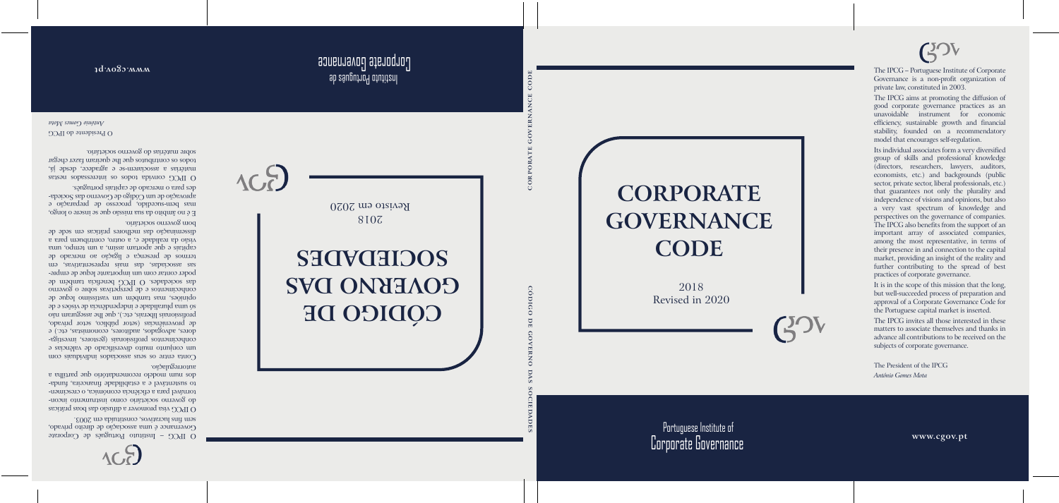# CORPORATE GOVERNANCE CODE

2018
Revised in 2020

Portuguese Institute of Corporate Governance

The IPCG – Portuguese Institute of Corporate Governance is a non-profit organization of private law, constituted in 2003.

The IPCG aims at promoting the diffusion of good corporate governance practices as an unavoidable instrument for economic efficiency, sustainable growth and financial stability, founded on a recommendatory model that encourages self-regulation.

Its individual associates form a very diversified group of skills and professional knowledge (directors, researchers, lawyers, auditors, economists, etc.) and backgrounds (public sector, private sector, liberal professionals, etc.) that guarantees not only the plurality and independence of visions and opinions, but also a very vast spectrum of knowledge and perspectives on the governance of companies. The IPCG also benefits from the support of an important array of associated companies, among the most representative, in terms of their presence in and connection to the capital market, providing an insight of the reality and further contributing to the spread of best practices of corporate governance.

It is in the scope of this mission that the long, but well-succeeded process of preparation and approval of a Corporate Governance Code for the Portuguese capital market is inserted.

The IPCG invites all those interested in these matters to associate themselves and thanks in advance all contributions to be received on the subjects of corporate governance.

The President of the IPCG
*António Gomes Mota*

www.cgov.pt

# CÓDIGO DE GOVERNO DAS SOCIEDADES

2018
Revisto em 2020

Instituto Português de Corporate Governance

O IPCG – Instituto Português de Corporate Governance é uma associação de direito privado, sem fins lucrativos, constituída em 2003.

O IPCG visa promover a difusão das boas práticas do governo societário como instrumento incontornável para a eficiência económica, o crescimento sustentável e a estabilidade financeira, fundados num modelo recomendatório que partilha a autorregulação.

Conta entre os seus associados individuais com um conjunto muito diversificado de valências e conhecimentos profissionais (gestores, investigadores, advogados, auditores, economistas, etc.) e de proveniências (setor público, setor privado, profissionais liberais, etc.), que lhe asseguram não só uma pluralidade e independência de visões e de opiniões, mas também um vastíssimo leque de conhecimentos e de perspetivas sobre o governo das sociedades. O IPCG beneficia também de poder contar com um importante leque de empresas associadas, das mais representativas, em termos de presença e ligação ao mercado de capitais e que aportam assim, a um tempo, uma visão da realidade e, a outro, contribuem para a disseminação das melhores práticas em sede de bom governo societário.

É no âmbito da sua missão que se insere o longo, mas bem-sucedido, processo de preparação e aprovação de um Código de Governo das Sociedades para o mercado de capitais português.

O IPCG convida todos os interessados nestas matérias a associarem-se e agradece, desde já, todos os contributos que lhe queiram fazer chegar sobre matérias do governo societário.

O Presidente do IPCG
*António Gomes Mota*

www.cgov.pt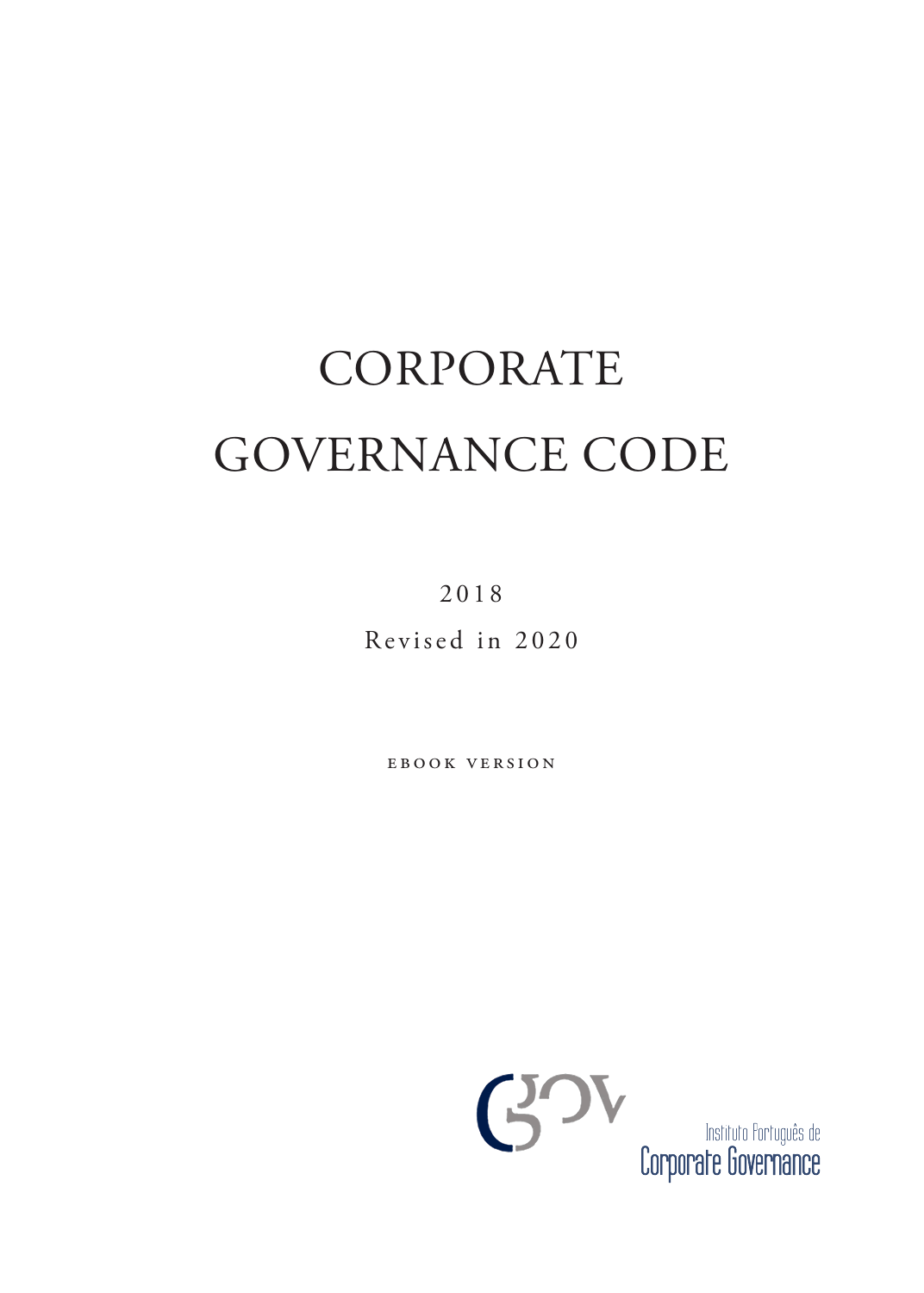# CORPORATE GOVERNANCE CODE

2018

Revised in 2020

EBOOK VERSION

Instituto Português de Corporate Governance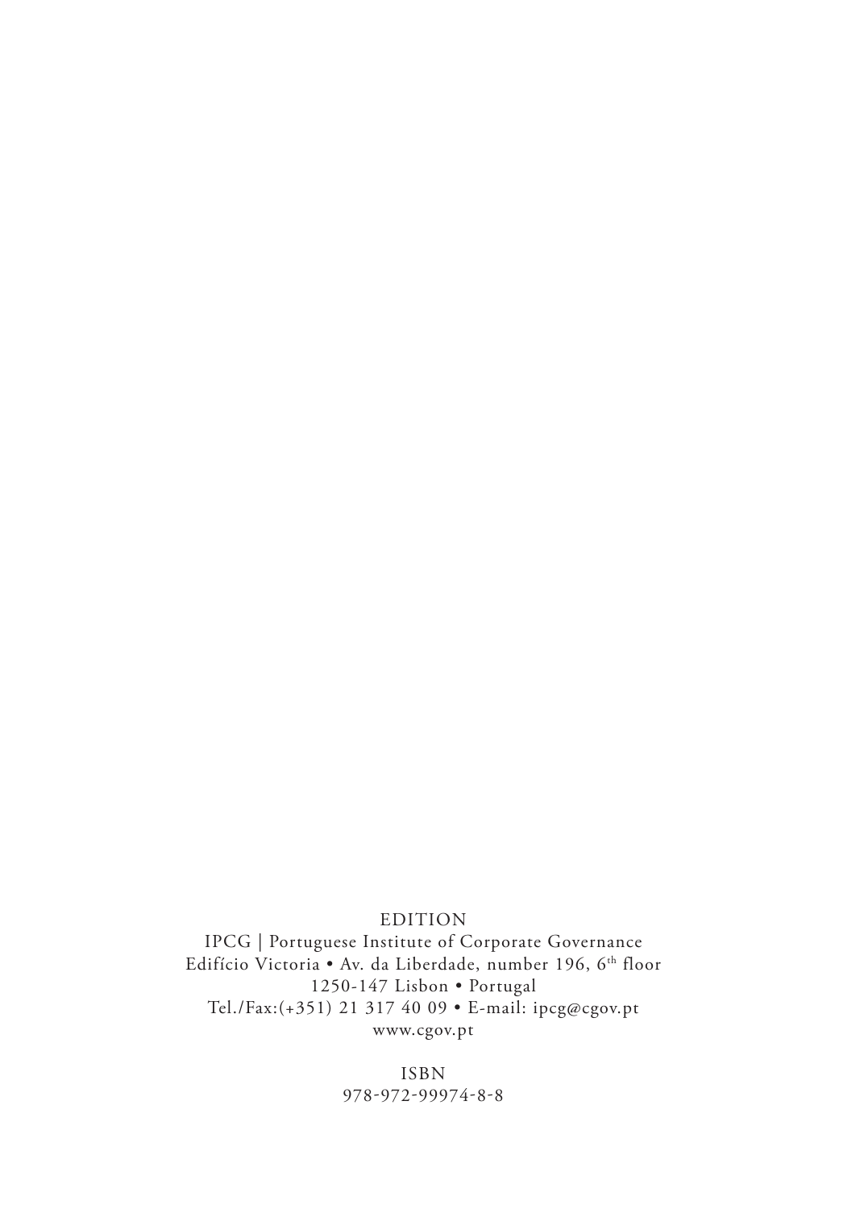EDITION

IPCG | Portuguese Institute of Corporate Governance
Edifício Victoria • Av. da Liberdade, number 196, 6th floor
1250-147 Lisbon • Portugal
Tel./Fax:(+351) 21 317 40 09 • E-mail: ipcg@cgov.pt
www.cgov.pt

ISBN
978-972-99974-8-8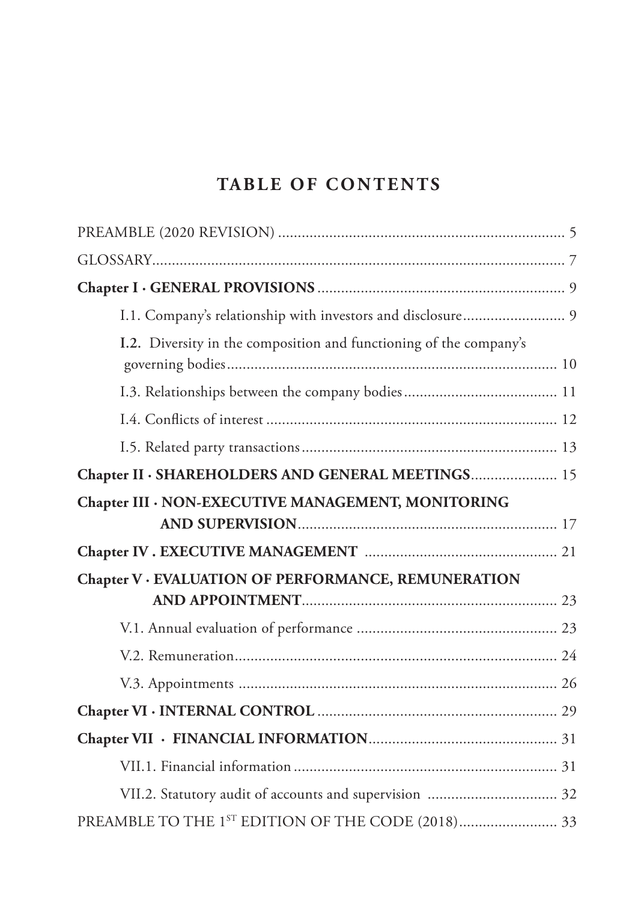# TABLE OF CONTENTS

PREAMBLE (2020 REVISION) ........................................................................ 5

GLOSSARY........................................................................................................ 7

**Chapter I · GENERAL PROVISIONS** .............................................................. 9

- I.1. Company's relationship with investors and disclosure.......................... 9
- **I.2.** Diversity in the composition and functioning of the company's governing bodies.................................................................................... 10
- I.3. Relationships between the company bodies....................................... 11
- I.4. Conflicts of interest ......................................................................... 12
- I.5. Related party transactions................................................................ 13

**Chapter II · SHAREHOLDERS AND GENERAL MEETINGS**...................... 15

**Chapter III · NON-EXECUTIVE MANAGEMENT, MONITORING AND SUPERVISION**.................................................................. 17

**Chapter IV . EXECUTIVE MANAGEMENT** ................................................. 21

**Chapter V · EVALUATION OF PERFORMANCE, REMUNERATION AND APPOINTMENT**................................................................. 23

- V.1. Annual evaluation of performance .................................................... 23
- V.2. Remuneration.................................................................................. 24
- V.3. Appointments ................................................................................. 26

**Chapter VI · INTERNAL CONTROL** ............................................................. 29

**Chapter VII · FINANCIAL INFORMATION**................................................ 31

- VII.1. Financial information.................................................................... 31
- VII.2. Statutory audit of accounts and supervision ................................. 32

PREAMBLE TO THE 1ST EDITION OF THE CODE (2018)......................... 33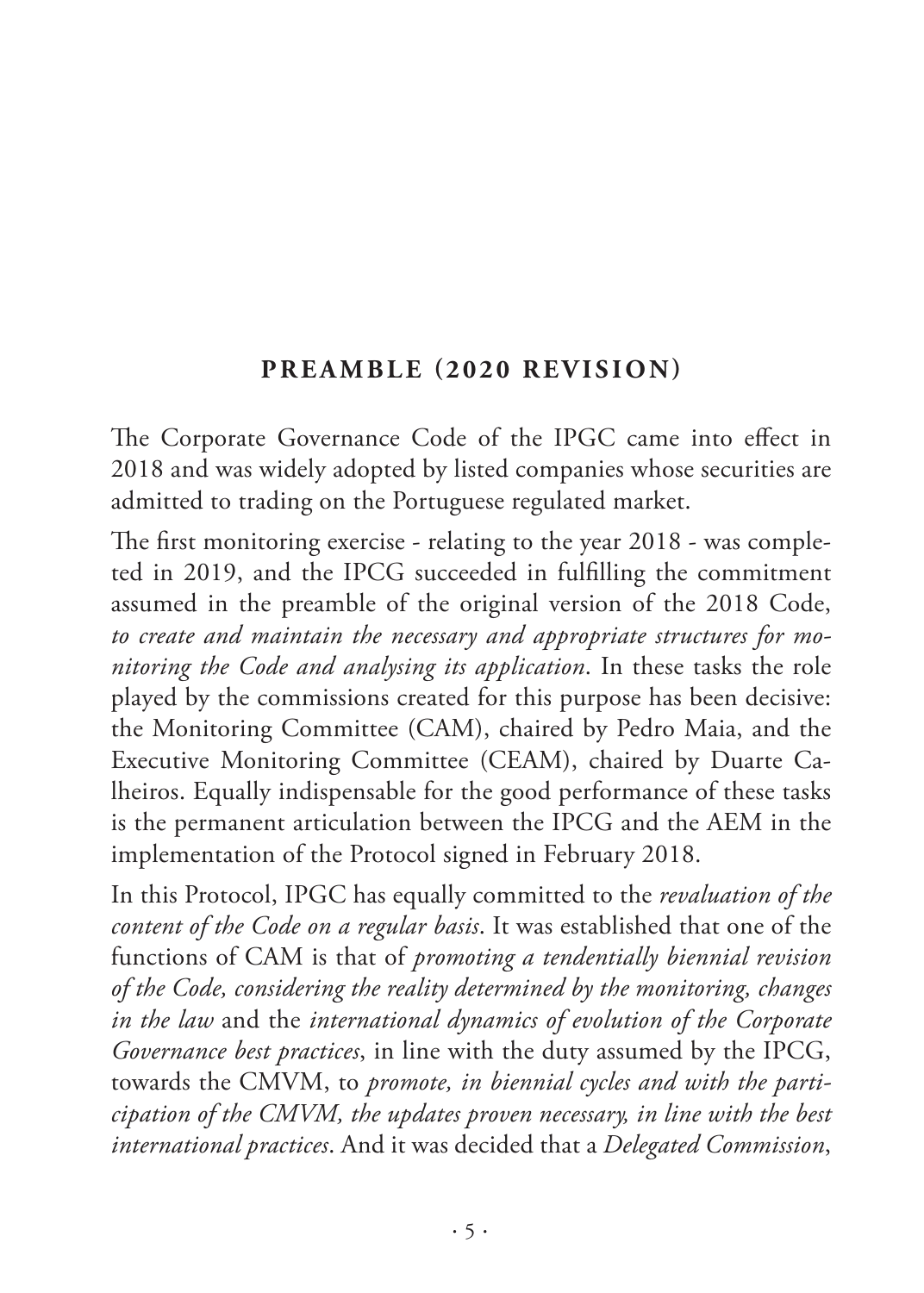## PREAMBLE (2020 REVISION)

The Corporate Governance Code of the IPGC came into effect in 2018 and was widely adopted by listed companies whose securities are admitted to trading on the Portuguese regulated market.

The first monitoring exercise - relating to the year 2018 - was completed in 2019, and the IPCG succeeded in fulfilling the commitment assumed in the preamble of the original version of the 2018 Code, *to create and maintain the necessary and appropriate structures for monitoring the Code and analysing its application*. In these tasks the role played by the commissions created for this purpose has been decisive: the Monitoring Committee (CAM), chaired by Pedro Maia, and the Executive Monitoring Committee (CEAM), chaired by Duarte Calheiros. Equally indispensable for the good performance of these tasks is the permanent articulation between the IPCG and the AEM in the implementation of the Protocol signed in February 2018.

In this Protocol, IPGC has equally committed to the *revaluation of the content of the Code on a regular basis*. It was established that one of the functions of CAM is that of *promoting a tendentially biennial revision of the Code, considering the reality determined by the monitoring, changes in the law* and the *international dynamics of evolution of the Corporate Governance best practices*, in line with the duty assumed by the IPCG, towards the CMVM, to *promote, in biennial cycles and with the participation of the CMVM, the updates proven necessary, in line with the best international practices*. And it was decided that a *Delegated Commission*,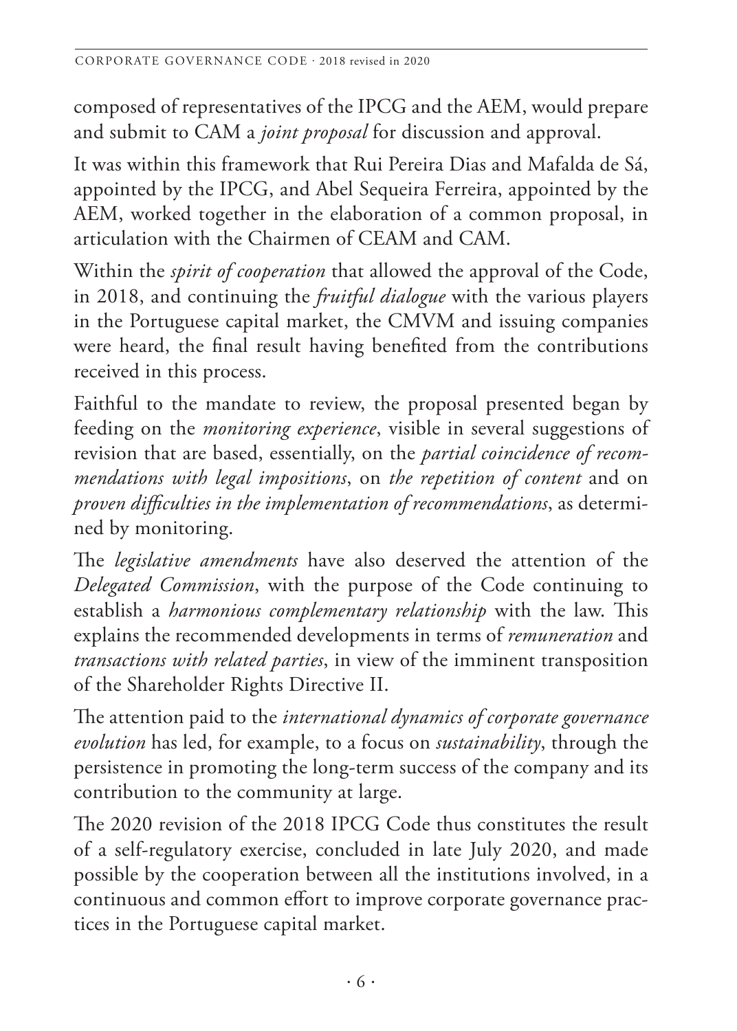composed of representatives of the IPCG and the AEM, would prepare and submit to CAM a *joint proposal* for discussion and approval.

It was within this framework that Rui Pereira Dias and Mafalda de Sá, appointed by the IPCG, and Abel Sequeira Ferreira, appointed by the AEM, worked together in the elaboration of a common proposal, in articulation with the Chairmen of CEAM and CAM.

Within the *spirit of cooperation* that allowed the approval of the Code, in 2018, and continuing the *fruitful dialogue* with the various players in the Portuguese capital market, the CMVM and issuing companies were heard, the final result having benefited from the contributions received in this process.

Faithful to the mandate to review, the proposal presented began by feeding on the *monitoring experience*, visible in several suggestions of revision that are based, essentially, on the *partial coincidence of recommendations with legal impositions*, on *the repetition of content* and on *proven difficulties in the implementation of recommendations*, as determined by monitoring.

The *legislative amendments* have also deserved the attention of the *Delegated Commission*, with the purpose of the Code continuing to establish a *harmonious complementary relationship* with the law. This explains the recommended developments in terms of *remuneration* and *transactions with related parties*, in view of the imminent transposition of the Shareholder Rights Directive II.

The attention paid to the *international dynamics of corporate governance evolution* has led, for example, to a focus on *sustainability*, through the persistence in promoting the long-term success of the company and its contribution to the community at large.

The 2020 revision of the 2018 IPCG Code thus constitutes the result of a self-regulatory exercise, concluded in late July 2020, and made possible by the cooperation between all the institutions involved, in a continuous and common effort to improve corporate governance practices in the Portuguese capital market.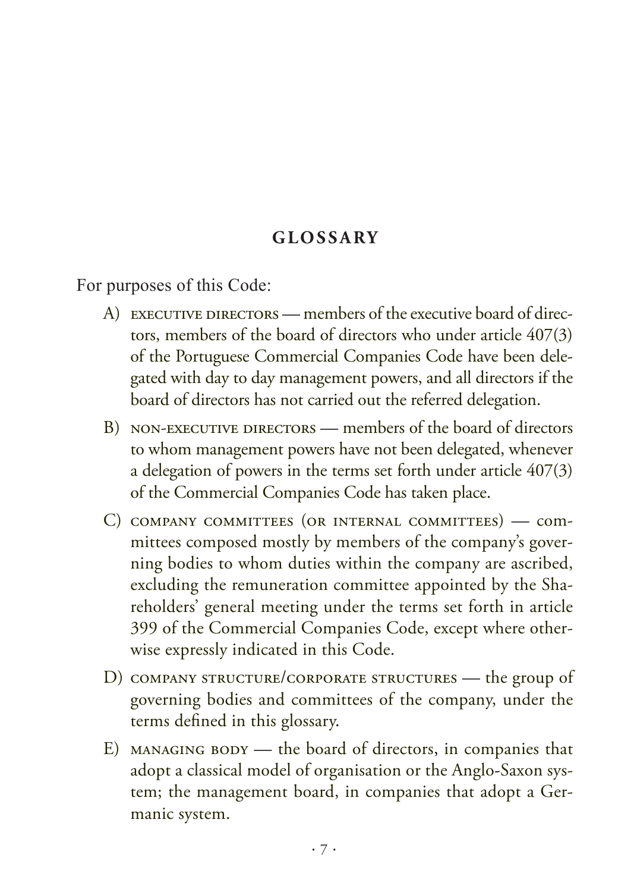## GLOSSARY

For purposes of this Code:

A) EXECUTIVE DIRECTORS — members of the executive board of directors, members of the board of directors who under article 407(3) of the Portuguese Commercial Companies Code have been delegated with day to day management powers, and all directors if the board of directors has not carried out the referred delegation.

B) NON-EXECUTIVE DIRECTORS — members of the board of directors to whom management powers have not been delegated, whenever a delegation of powers in the terms set forth under article 407(3) of the Commercial Companies Code has taken place.

C) COMPANY COMMITTEES (OR INTERNAL COMMITTEES) — committees composed mostly by members of the company's governing bodies to whom duties within the company are ascribed, excluding the remuneration committee appointed by the Shareholders' general meeting under the terms set forth in article 399 of the Commercial Companies Code, except where otherwise expressly indicated in this Code.

D) COMPANY STRUCTURE/CORPORATE STRUCTURES — the group of governing bodies and committees of the company, under the terms defined in this glossary.

E) MANAGING BODY — the board of directors, in companies that adopt a classical model of organisation or the Anglo-Saxon system; the management board, in companies that adopt a Germanic system.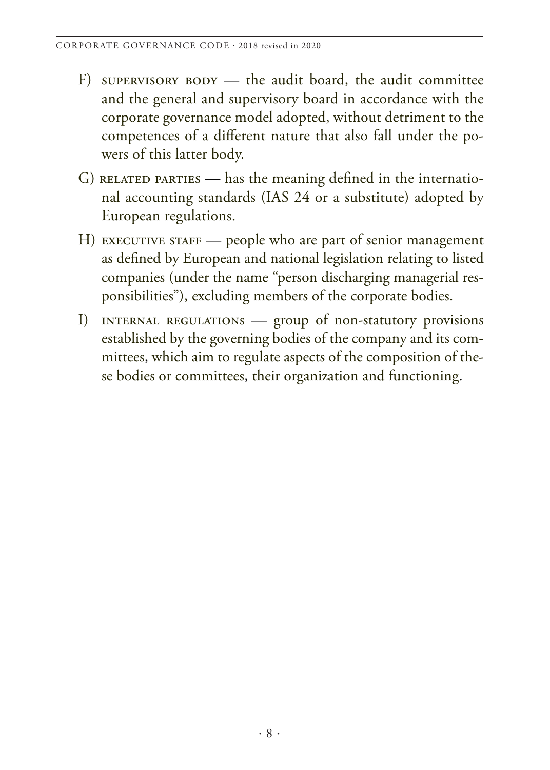F) SUPERVISORY BODY — the audit board, the audit committee and the general and supervisory board in accordance with the corporate governance model adopted, without detriment to the competences of a different nature that also fall under the powers of this latter body.

G) RELATED PARTIES — has the meaning defined in the international accounting standards (IAS 24 or a substitute) adopted by European regulations.

H) EXECUTIVE STAFF — people who are part of senior management as defined by European and national legislation relating to listed companies (under the name "person discharging managerial responsibilities"), excluding members of the corporate bodies.

I) INTERNAL REGULATIONS — group of non-statutory provisions established by the governing bodies of the company and its committees, which aim to regulate aspects of the composition of these bodies or committees, their organization and functioning.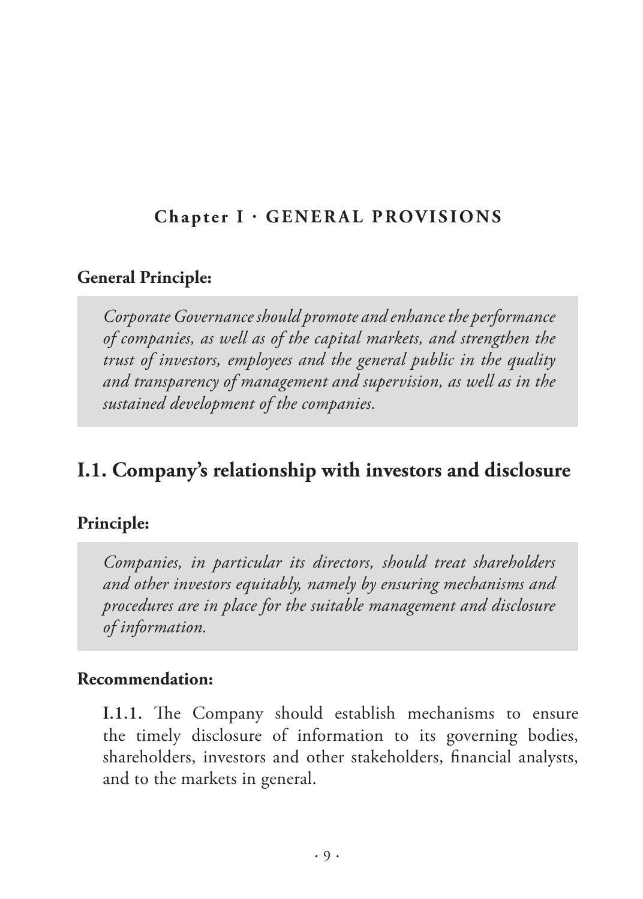# Chapter I · GENERAL PROVISIONS

**General Principle:**

*Corporate Governance should promote and enhance the performance of companies, as well as of the capital markets, and strengthen the trust of investors, employees and the general public in the quality and transparency of management and supervision, as well as in the sustained development of the companies.*

## I.1. Company's relationship with investors and disclosure

**Principle:**

*Companies, in particular its directors, should treat shareholders and other investors equitably, namely by ensuring mechanisms and procedures are in place for the suitable management and disclosure of information.*

**Recommendation:**

**I.1.1.** The Company should establish mechanisms to ensure the timely disclosure of information to its governing bodies, shareholders, investors and other stakeholders, financial analysts, and to the markets in general.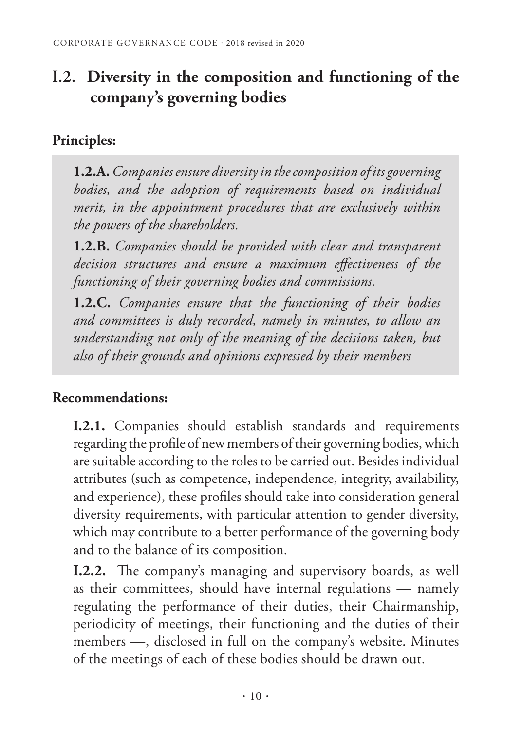## I.2. Diversity in the composition and functioning of the company's governing bodies

**Principles:**

**1.2.A.** *Companies ensure diversity in the composition of its governing bodies, and the adoption of requirements based on individual merit, in the appointment procedures that are exclusively within the powers of the shareholders.*

**1.2.B.** *Companies should be provided with clear and transparent decision structures and ensure a maximum effectiveness of the functioning of their governing bodies and commissions.*

**1.2.C.** *Companies ensure that the functioning of their bodies and committees is duly recorded, namely in minutes, to allow an understanding not only of the meaning of the decisions taken, but also of their grounds and opinions expressed by their members*

**Recommendations:**

**I.2.1.** Companies should establish standards and requirements regarding the profile of new members of their governing bodies, which are suitable according to the roles to be carried out. Besides individual attributes (such as competence, independence, integrity, availability, and experience), these profiles should take into consideration general diversity requirements, with particular attention to gender diversity, which may contribute to a better performance of the governing body and to the balance of its composition.

**I.2.2.** The company's managing and supervisory boards, as well as their committees, should have internal regulations — namely regulating the performance of their duties, their Chairmanship, periodicity of meetings, their functioning and the duties of their members —, disclosed in full on the company's website. Minutes of the meetings of each of these bodies should be drawn out.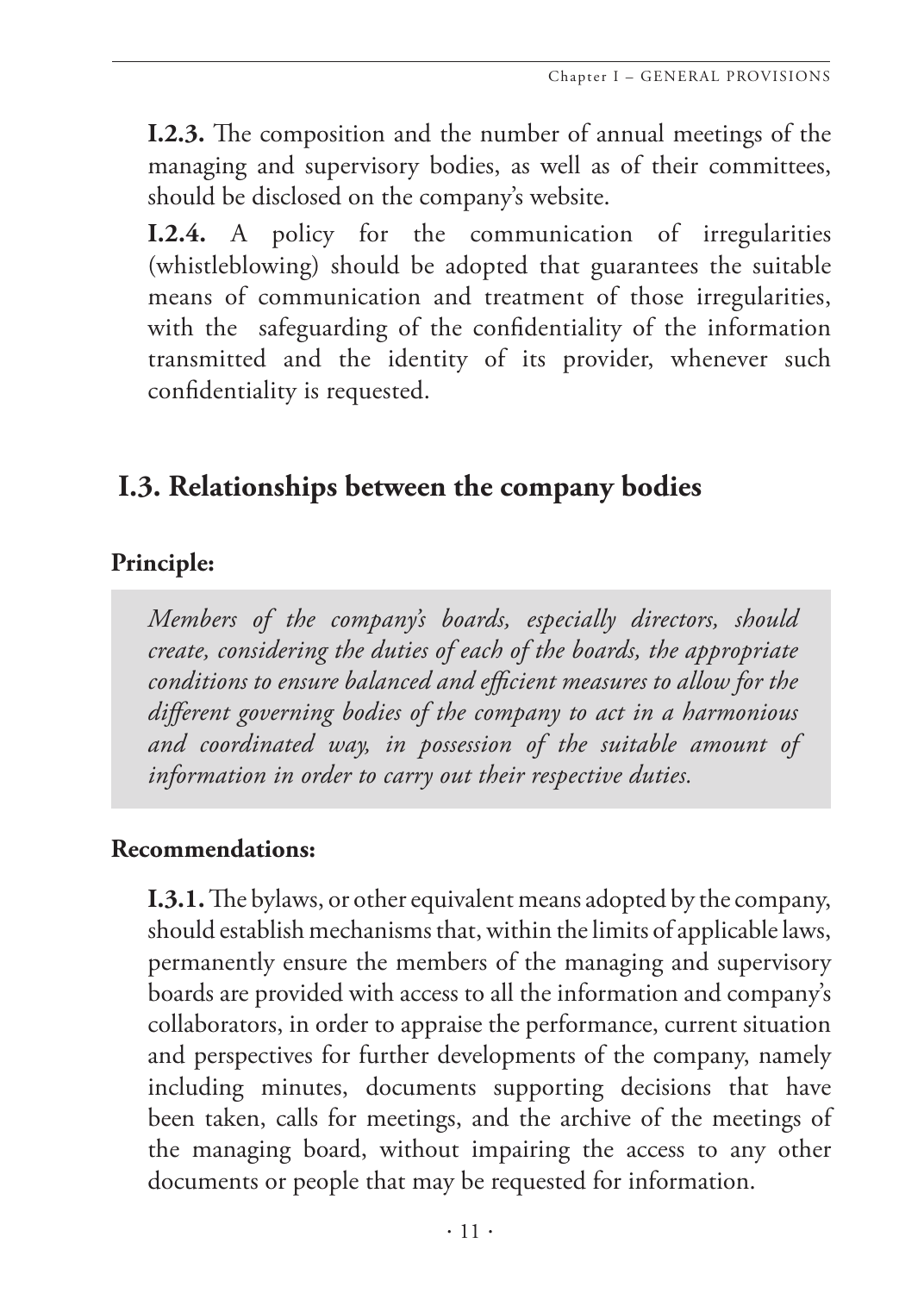**I.2.3.** The composition and the number of annual meetings of the managing and supervisory bodies, as well as of their committees, should be disclosed on the company's website.

**I.2.4.** A policy for the communication of irregularities (whistleblowing) should be adopted that guarantees the suitable means of communication and treatment of those irregularities, with the safeguarding of the confidentiality of the information transmitted and the identity of its provider, whenever such confidentiality is requested.

## I.3. Relationships between the company bodies

**Principle:**

*Members of the company's boards, especially directors, should create, considering the duties of each of the boards, the appropriate conditions to ensure balanced and efficient measures to allow for the different governing bodies of the company to act in a harmonious and coordinated way, in possession of the suitable amount of information in order to carry out their respective duties.*

**Recommendations:**

**I.3.1.** The bylaws, or other equivalent means adopted by the company, should establish mechanisms that, within the limits of applicable laws, permanently ensure the members of the managing and supervisory boards are provided with access to all the information and company's collaborators, in order to appraise the performance, current situation and perspectives for further developments of the company, namely including minutes, documents supporting decisions that have been taken, calls for meetings, and the archive of the meetings of the managing board, without impairing the access to any other documents or people that may be requested for information.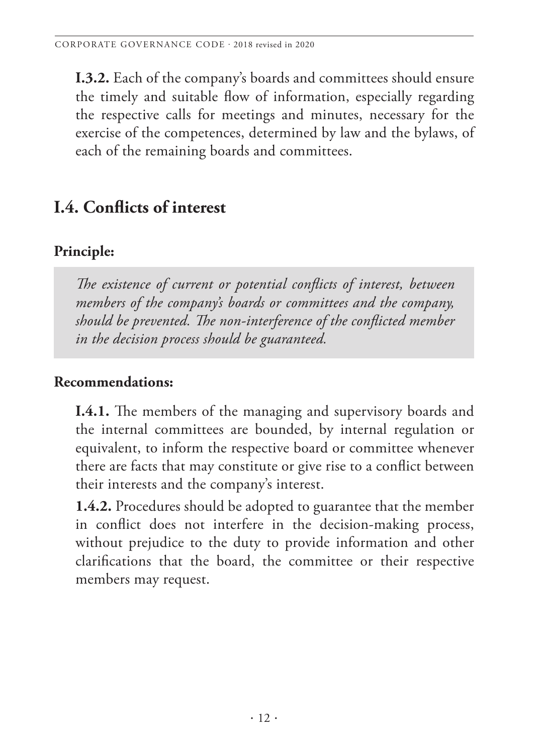**I.3.2.** Each of the company's boards and committees should ensure the timely and suitable flow of information, especially regarding the respective calls for meetings and minutes, necessary for the exercise of the competences, determined by law and the bylaws, of each of the remaining boards and committees.

## I.4. Conflicts of interest

### Principle:

> *The existence of current or potential conflicts of interest, between members of the company's boards or committees and the company, should be prevented. The non-interference of the conflicted member in the decision process should be guaranteed.*

### Recommendations:

**I.4.1.** The members of the managing and supervisory boards and the internal committees are bounded, by internal regulation or equivalent, to inform the respective board or committee whenever there are facts that may constitute or give rise to a conflict between their interests and the company's interest.

**1.4.2.** Procedures should be adopted to guarantee that the member in conflict does not interfere in the decision-making process, without prejudice to the duty to provide information and other clarifications that the board, the committee or their respective members may request.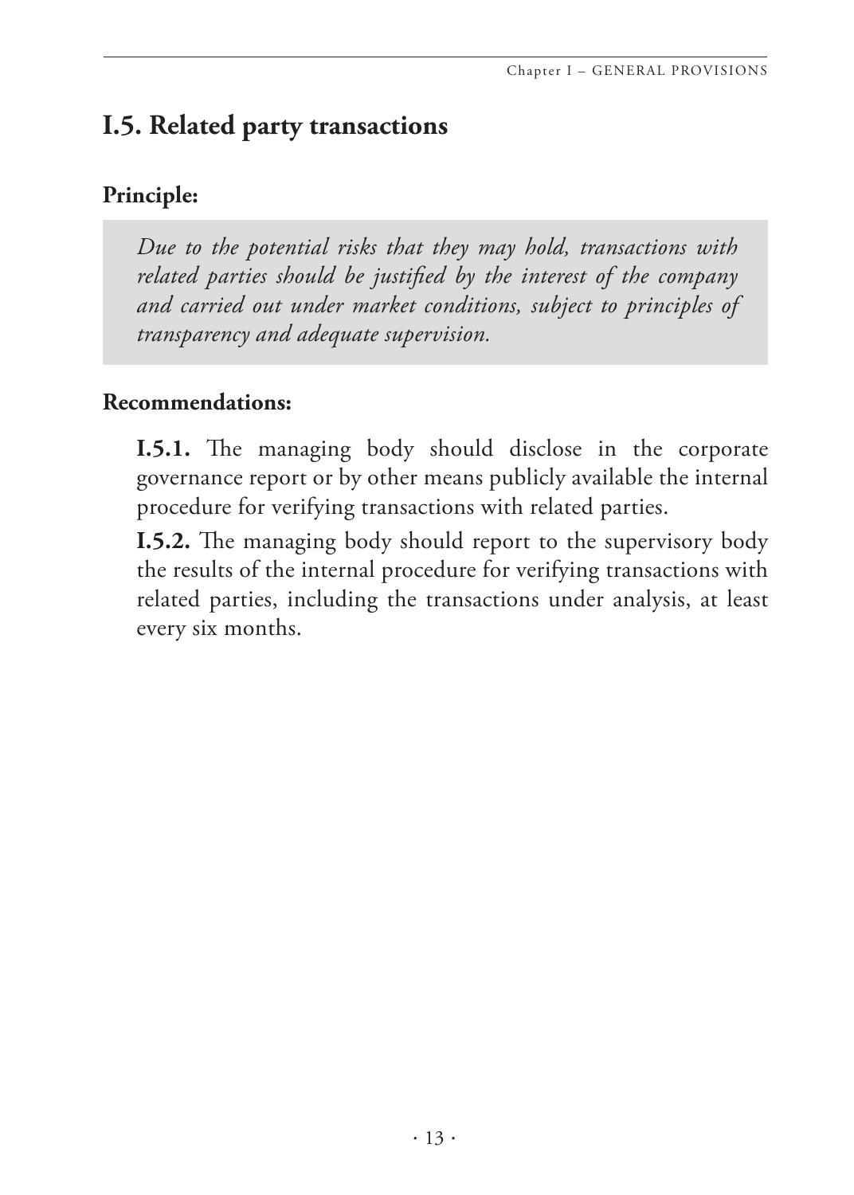## I.5. Related party transactions

**Principle:**

*Due to the potential risks that they may hold, transactions with related parties should be justified by the interest of the company and carried out under market conditions, subject to principles of transparency and adequate supervision.*

**Recommendations:**

**I.5.1.** The managing body should disclose in the corporate governance report or by other means publicly available the internal procedure for verifying transactions with related parties.

**I.5.2.** The managing body should report to the supervisory body the results of the internal procedure for verifying transactions with related parties, including the transactions under analysis, at least every six months.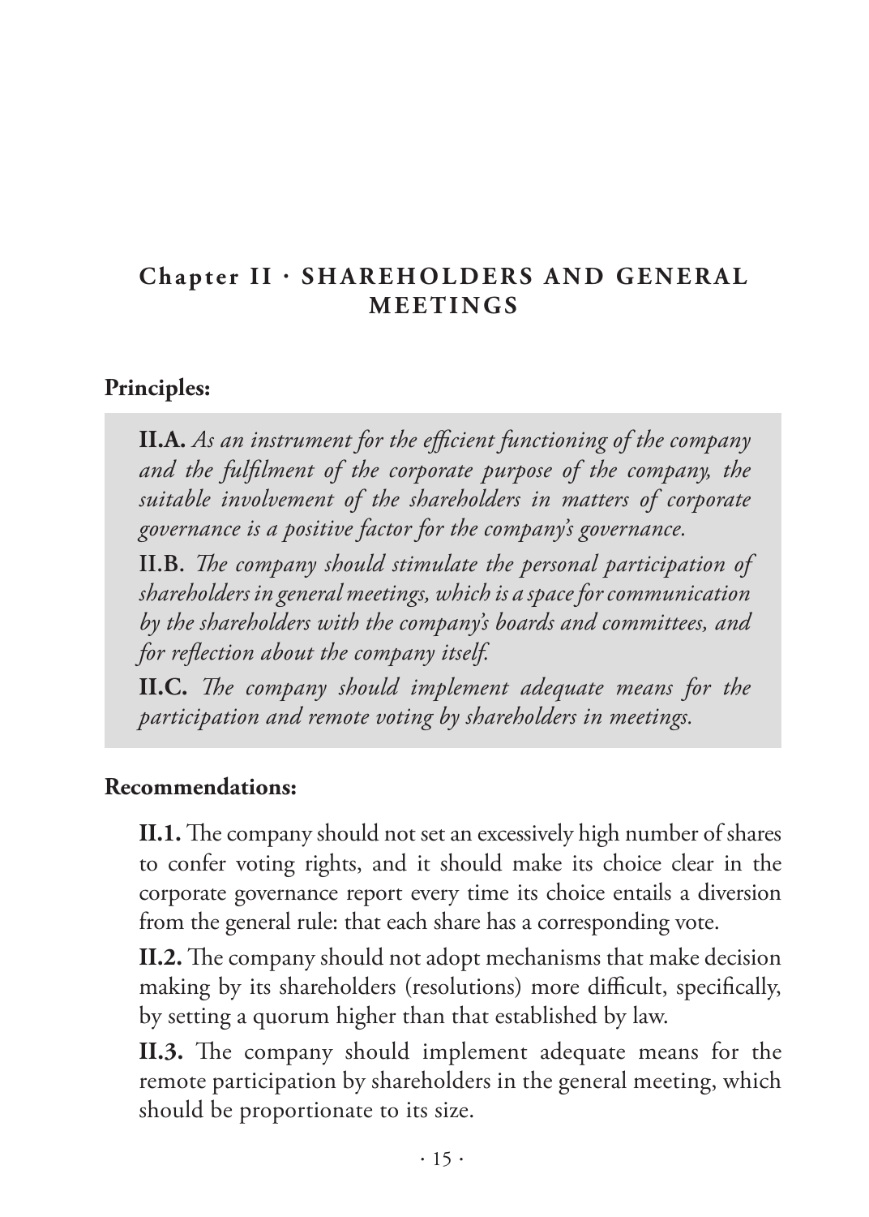## Chapter II · SHAREHOLDERS AND GENERAL MEETINGS

**Principles:**

**II.A.** *As an instrument for the efficient functioning of the company and the fulfilment of the corporate purpose of the company, the suitable involvement of the shareholders in matters of corporate governance is a positive factor for the company's governance.*

**II.B.** *The company should stimulate the personal participation of shareholders in general meetings, which is a space for communication by the shareholders with the company's boards and committees, and for reflection about the company itself.*

**II.C.** *The company should implement adequate means for the participation and remote voting by shareholders in meetings.*

**Recommendations:**

**II.1.** The company should not set an excessively high number of shares to confer voting rights, and it should make its choice clear in the corporate governance report every time its choice entails a diversion from the general rule: that each share has a corresponding vote.

**II.2.** The company should not adopt mechanisms that make decision making by its shareholders (resolutions) more difficult, specifically, by setting a quorum higher than that established by law.

**II.3.** The company should implement adequate means for the remote participation by shareholders in the general meeting, which should be proportionate to its size.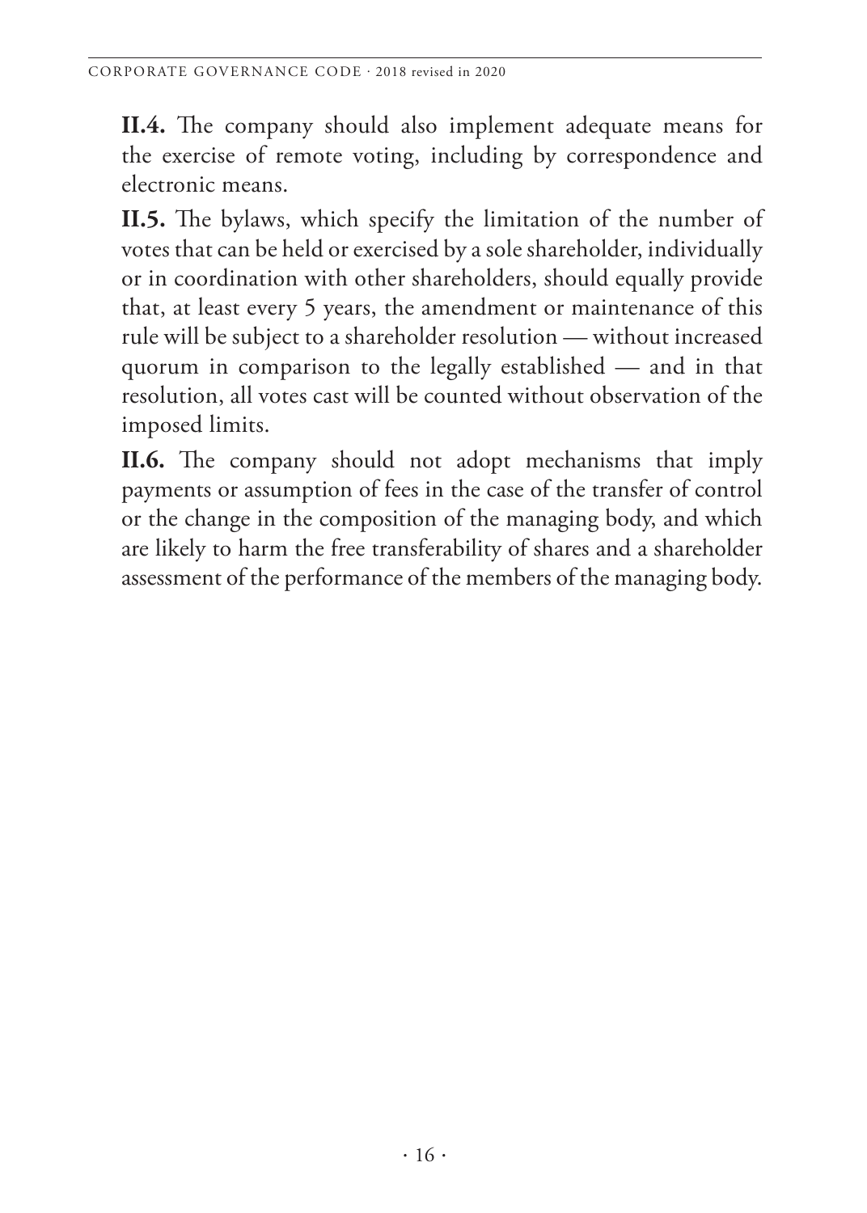**II.4.** The company should also implement adequate means for the exercise of remote voting, including by correspondence and electronic means.

**II.5.** The bylaws, which specify the limitation of the number of votes that can be held or exercised by a sole shareholder, individually or in coordination with other shareholders, should equally provide that, at least every 5 years, the amendment or maintenance of this rule will be subject to a shareholder resolution — without increased quorum in comparison to the legally established — and in that resolution, all votes cast will be counted without observation of the imposed limits.

**II.6.** The company should not adopt mechanisms that imply payments or assumption of fees in the case of the transfer of control or the change in the composition of the managing body, and which are likely to harm the free transferability of shares and a shareholder assessment of the performance of the members of the managing body.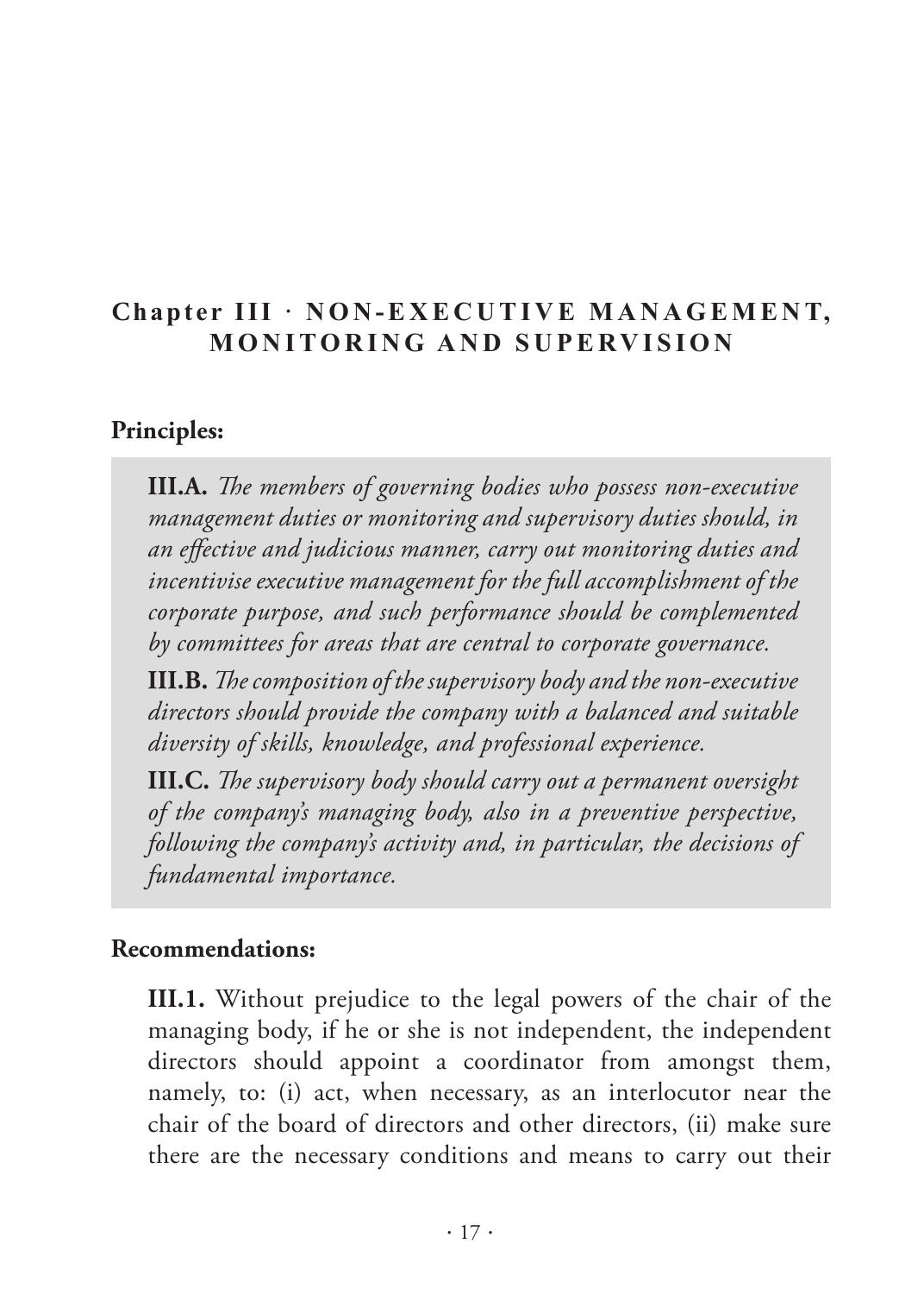## Chapter III · NON-EXECUTIVE MANAGEMENT, MONITORING AND SUPERVISION

**Principles:**

**III.A.** *The members of governing bodies who possess non-executive management duties or monitoring and supervisory duties should, in an effective and judicious manner, carry out monitoring duties and incentivise executive management for the full accomplishment of the corporate purpose, and such performance should be complemented by committees for areas that are central to corporate governance.*

**III.B.** *The composition of the supervisory body and the non-executive directors should provide the company with a balanced and suitable diversity of skills, knowledge, and professional experience.*

**III.C.** *The supervisory body should carry out a permanent oversight of the company's managing body, also in a preventive perspective, following the company's activity and, in particular, the decisions of fundamental importance.*

**Recommendations:**

**III.1.** Without prejudice to the legal powers of the chair of the managing body, if he or she is not independent, the independent directors should appoint a coordinator from amongst them, namely, to: (i) act, when necessary, as an interlocutor near the chair of the board of directors and other directors, (ii) make sure there are the necessary conditions and means to carry out their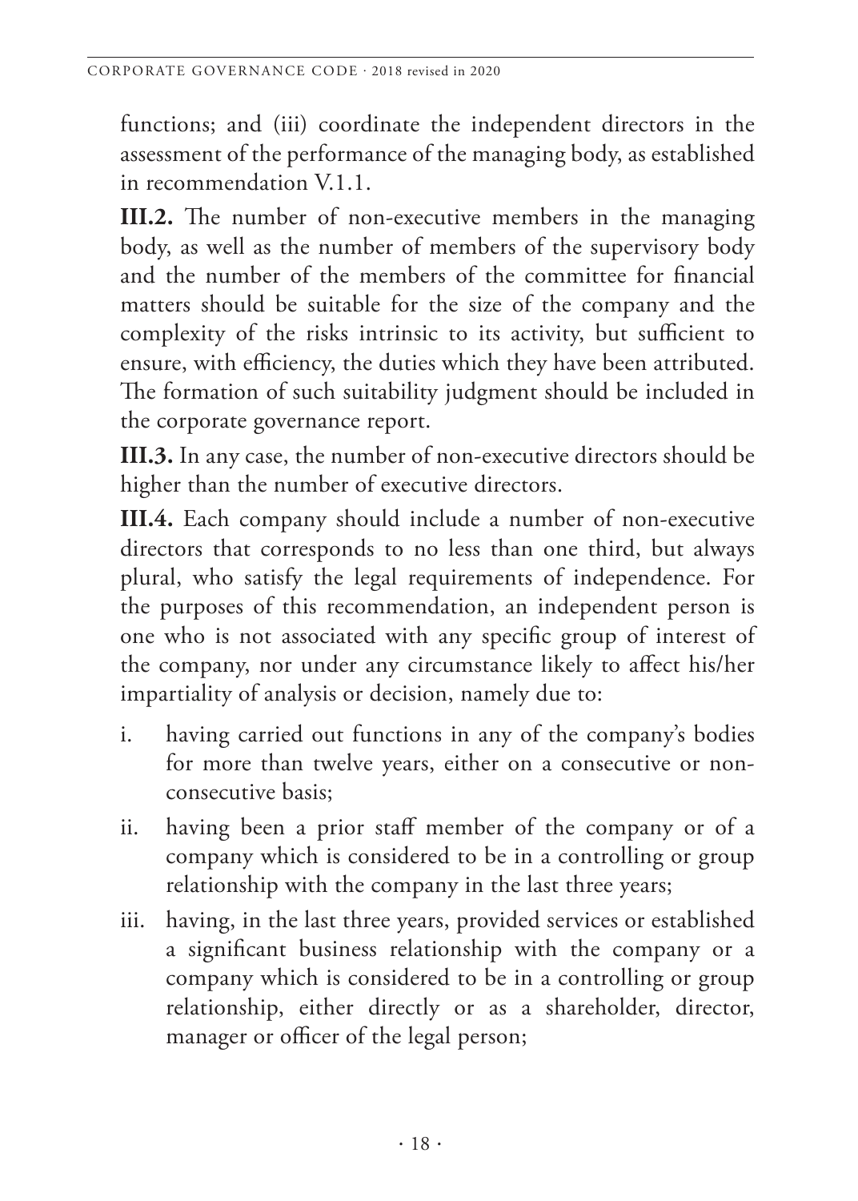functions; and (iii) coordinate the independent directors in the assessment of the performance of the managing body, as established in recommendation V.1.1.

**III.2.** The number of non-executive members in the managing body, as well as the number of members of the supervisory body and the number of the members of the committee for financial matters should be suitable for the size of the company and the complexity of the risks intrinsic to its activity, but sufficient to ensure, with efficiency, the duties which they have been attributed. The formation of such suitability judgment should be included in the corporate governance report.

**III.3.** In any case, the number of non-executive directors should be higher than the number of executive directors.

**III.4.** Each company should include a number of non-executive directors that corresponds to no less than one third, but always plural, who satisfy the legal requirements of independence. For the purposes of this recommendation, an independent person is one who is not associated with any specific group of interest of the company, nor under any circumstance likely to affect his/her impartiality of analysis or decision, namely due to:

i. having carried out functions in any of the company's bodies for more than twelve years, either on a consecutive or non-consecutive basis;

ii. having been a prior staff member of the company or of a company which is considered to be in a controlling or group relationship with the company in the last three years;

iii. having, in the last three years, provided services or established a significant business relationship with the company or a company which is considered to be in a controlling or group relationship, either directly or as a shareholder, director, manager or officer of the legal person;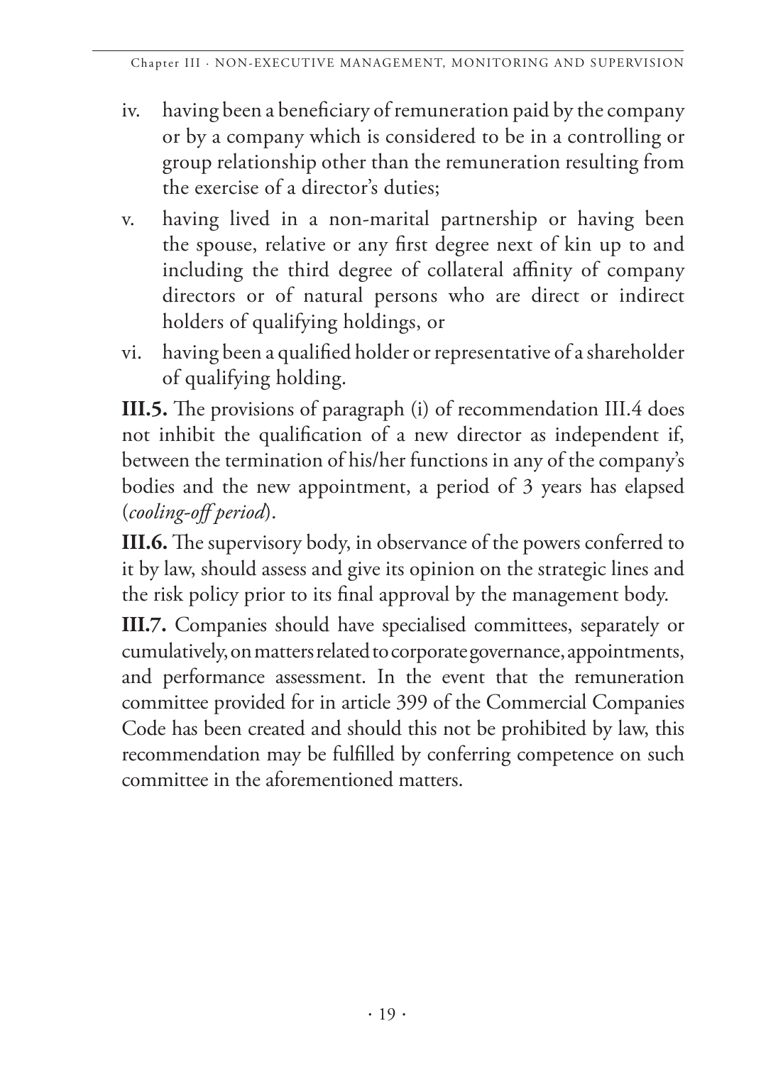iv. having been a beneficiary of remuneration paid by the company or by a company which is considered to be in a controlling or group relationship other than the remuneration resulting from the exercise of a director's duties;

v. having lived in a non-marital partnership or having been the spouse, relative or any first degree next of kin up to and including the third degree of collateral affinity of company directors or of natural persons who are direct or indirect holders of qualifying holdings, or

vi. having been a qualified holder or representative of a shareholder of qualifying holding.

**III.5.** The provisions of paragraph (i) of recommendation III.4 does not inhibit the qualification of a new director as independent if, between the termination of his/her functions in any of the company's bodies and the new appointment, a period of 3 years has elapsed (*cooling-off period*).

**III.6.** The supervisory body, in observance of the powers conferred to it by law, should assess and give its opinion on the strategic lines and the risk policy prior to its final approval by the management body.

**III.7.** Companies should have specialised committees, separately or cumulatively, on matters related to corporate governance, appointments, and performance assessment. In the event that the remuneration committee provided for in article 399 of the Commercial Companies Code has been created and should this not be prohibited by law, this recommendation may be fulfilled by conferring competence on such committee in the aforementioned matters.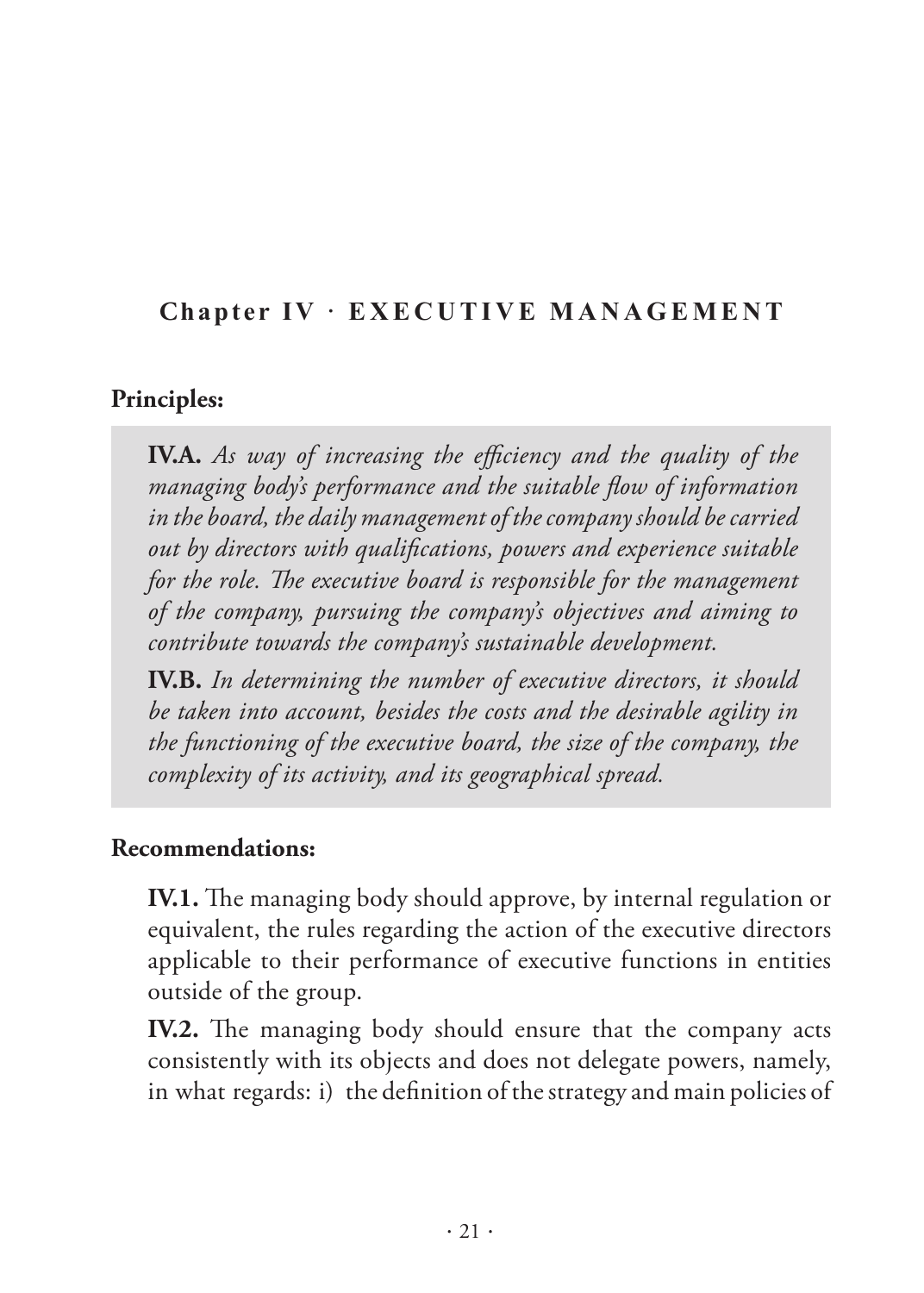## Chapter IV · EXECUTIVE MANAGEMENT

**Principles:**

**IV.A.** *As way of increasing the efficiency and the quality of the managing body's performance and the suitable flow of information in the board, the daily management of the company should be carried out by directors with qualifications, powers and experience suitable for the role. The executive board is responsible for the management of the company, pursuing the company's objectives and aiming to contribute towards the company's sustainable development.*

**IV.B.** *In determining the number of executive directors, it should be taken into account, besides the costs and the desirable agility in the functioning of the executive board, the size of the company, the complexity of its activity, and its geographical spread.*

**Recommendations:**

**IV.1.** The managing body should approve, by internal regulation or equivalent, the rules regarding the action of the executive directors applicable to their performance of executive functions in entities outside of the group.

**IV.2.** The managing body should ensure that the company acts consistently with its objects and does not delegate powers, namely, in what regards: i) the definition of the strategy and main policies of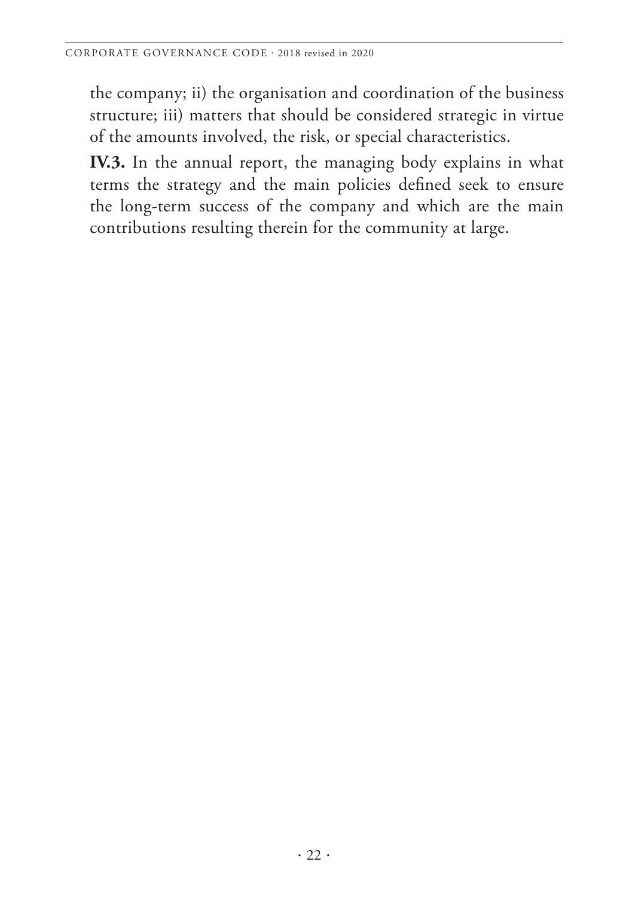the company; ii) the organisation and coordination of the business structure; iii) matters that should be considered strategic in virtue of the amounts involved, the risk, or special characteristics.

**IV.3.** In the annual report, the managing body explains in what terms the strategy and the main policies defined seek to ensure the long-term success of the company and which are the main contributions resulting therein for the community at large.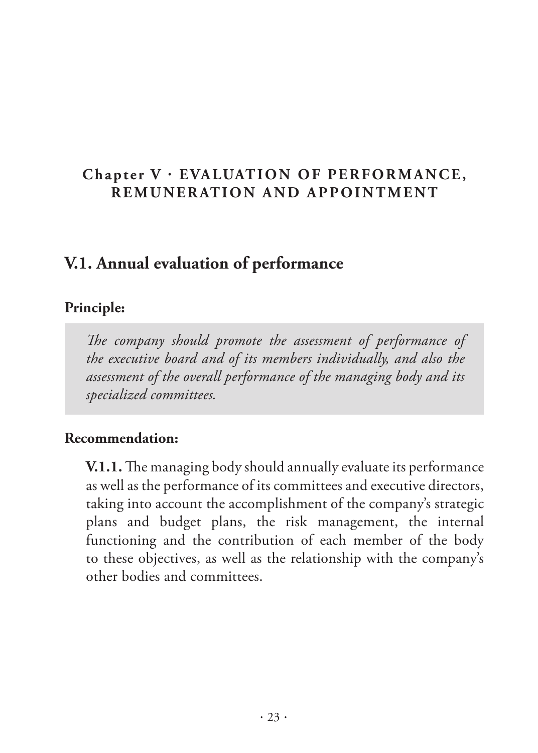# Chapter V · EVALUATION OF PERFORMANCE, REMUNERATION AND APPOINTMENT

## V.1. Annual evaluation of performance

**Principle:**

*The company should promote the assessment of performance of the executive board and of its members individually, and also the assessment of the overall performance of the managing body and its specialized committees.*

**Recommendation:**

**V.1.1.** The managing body should annually evaluate its performance as well as the performance of its committees and executive directors, taking into account the accomplishment of the company's strategic plans and budget plans, the risk management, the internal functioning and the contribution of each member of the body to these objectives, as well as the relationship with the company's other bodies and committees.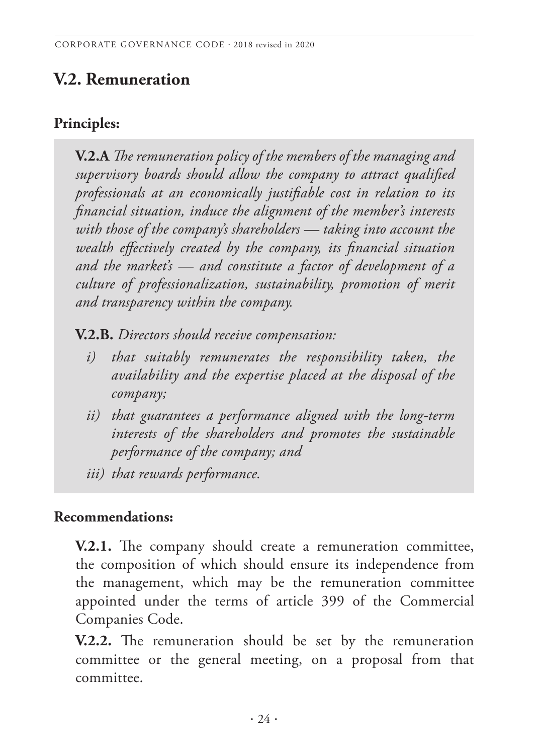## V.2. Remuneration

### Principles:

**V.2.A** *The remuneration policy of the members of the managing and supervisory boards should allow the company to attract qualified professionals at an economically justifiable cost in relation to its financial situation, induce the alignment of the member's interests with those of the company's shareholders — taking into account the wealth effectively created by the company, its financial situation and the market's — and constitute a factor of development of a culture of professionalization, sustainability, promotion of merit and transparency within the company.*

**V.2.B.** *Directors should receive compensation:*

- *i) that suitably remunerates the responsibility taken, the availability and the expertise placed at the disposal of the company;*
- *ii) that guarantees a performance aligned with the long-term interests of the shareholders and promotes the sustainable performance of the company; and*
- *iii) that rewards performance.*

### Recommendations:

**V.2.1.** The company should create a remuneration committee, the composition of which should ensure its independence from the management, which may be the remuneration committee appointed under the terms of article 399 of the Commercial Companies Code.

**V.2.2.** The remuneration should be set by the remuneration committee or the general meeting, on a proposal from that committee.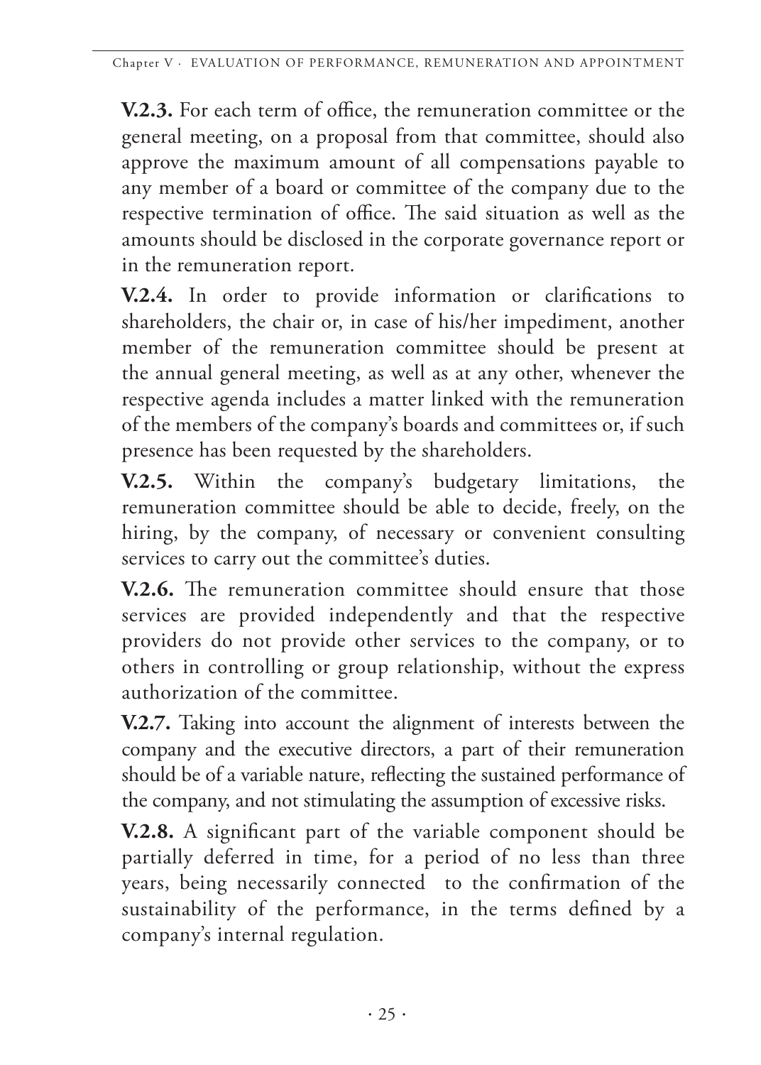**V.2.3.** For each term of office, the remuneration committee or the general meeting, on a proposal from that committee, should also approve the maximum amount of all compensations payable to any member of a board or committee of the company due to the respective termination of office. The said situation as well as the amounts should be disclosed in the corporate governance report or in the remuneration report.

**V.2.4.** In order to provide information or clarifications to shareholders, the chair or, in case of his/her impediment, another member of the remuneration committee should be present at the annual general meeting, as well as at any other, whenever the respective agenda includes a matter linked with the remuneration of the members of the company's boards and committees or, if such presence has been requested by the shareholders.

**V.2.5.** Within the company's budgetary limitations, the remuneration committee should be able to decide, freely, on the hiring, by the company, of necessary or convenient consulting services to carry out the committee's duties.

**V.2.6.** The remuneration committee should ensure that those services are provided independently and that the respective providers do not provide other services to the company, or to others in controlling or group relationship, without the express authorization of the committee.

**V.2.7.** Taking into account the alignment of interests between the company and the executive directors, a part of their remuneration should be of a variable nature, reflecting the sustained performance of the company, and not stimulating the assumption of excessive risks.

**V.2.8.** A significant part of the variable component should be partially deferred in time, for a period of no less than three years, being necessarily connected to the confirmation of the sustainability of the performance, in the terms defined by a company's internal regulation.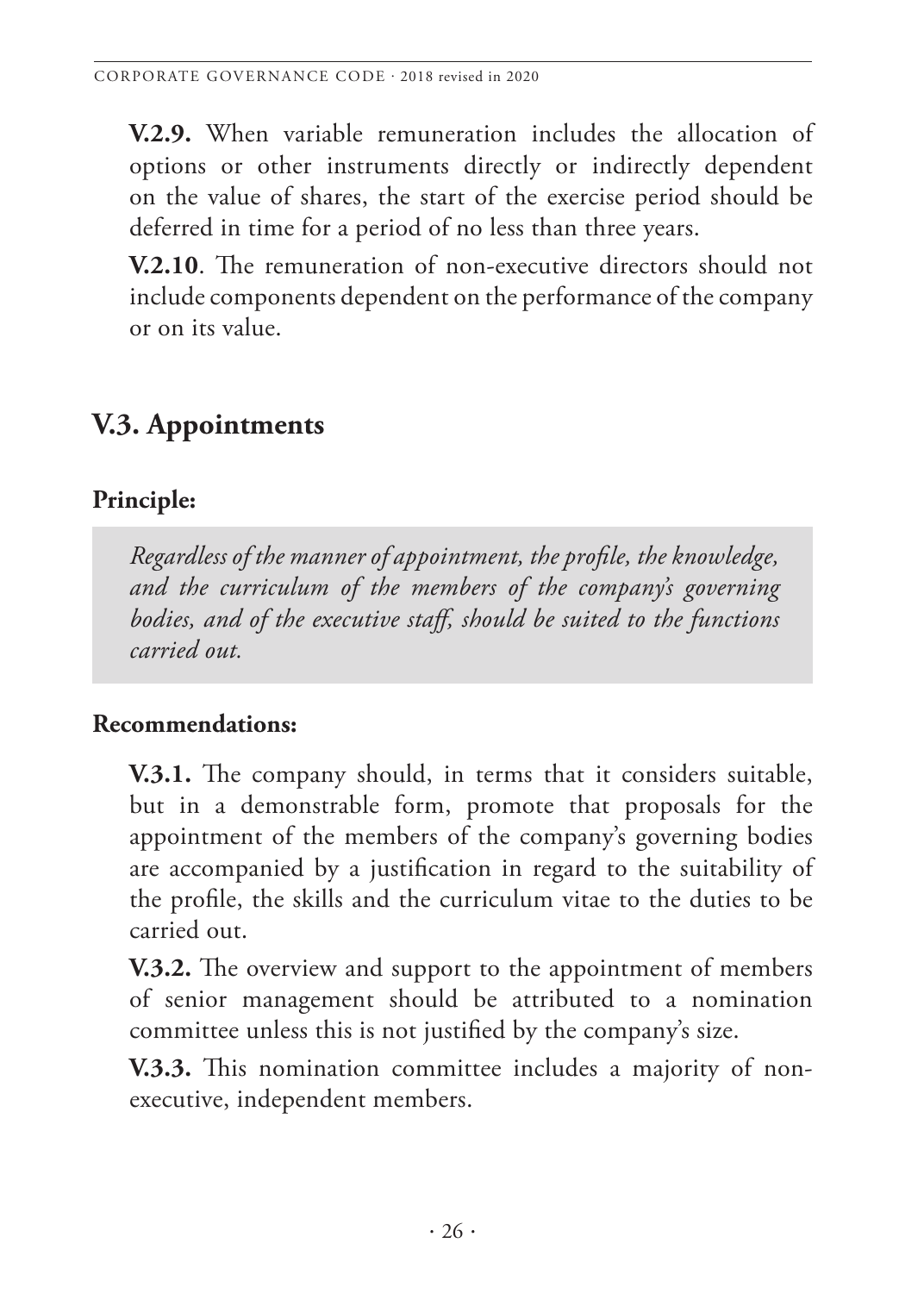**V.2.9.** When variable remuneration includes the allocation of options or other instruments directly or indirectly dependent on the value of shares, the start of the exercise period should be deferred in time for a period of no less than three years.

**V.2.10**. The remuneration of non-executive directors should not include components dependent on the performance of the company or on its value.

## V.3. Appointments

### Principle:

*Regardless of the manner of appointment, the profile, the knowledge, and the curriculum of the members of the company's governing bodies, and of the executive staff, should be suited to the functions carried out.*

### Recommendations:

**V.3.1.** The company should, in terms that it considers suitable, but in a demonstrable form, promote that proposals for the appointment of the members of the company's governing bodies are accompanied by a justification in regard to the suitability of the profile, the skills and the curriculum vitae to the duties to be carried out.

**V.3.2.** The overview and support to the appointment of members of senior management should be attributed to a nomination committee unless this is not justified by the company's size.

**V.3.3.** This nomination committee includes a majority of non-executive, independent members.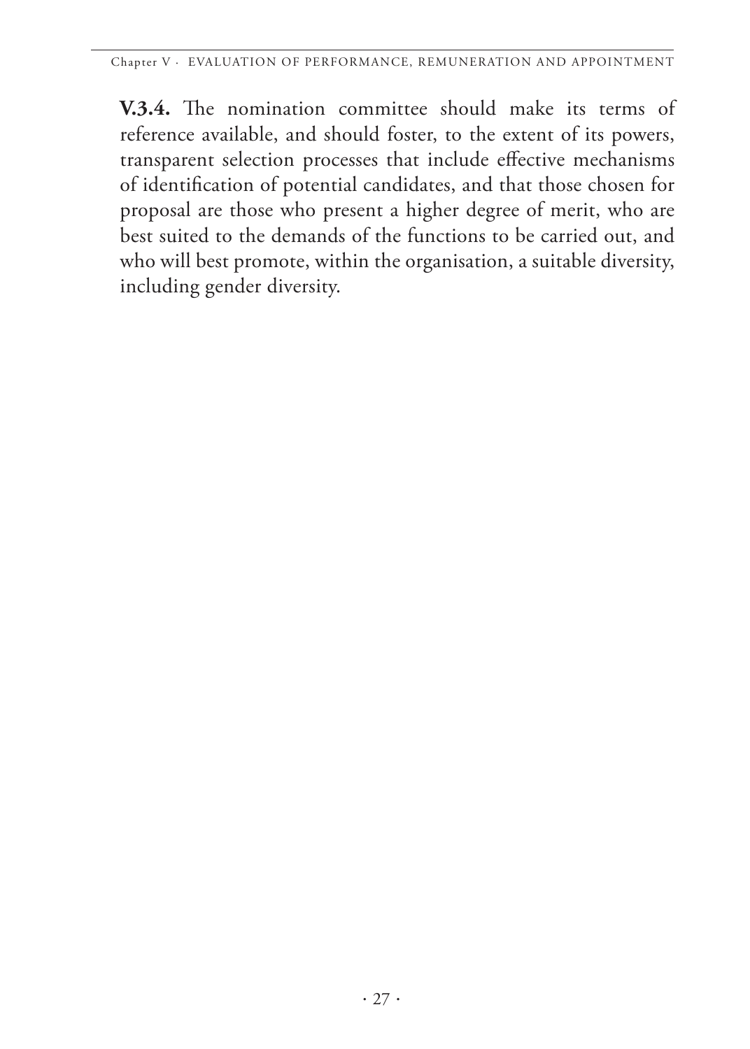**V.3.4.** The nomination committee should make its terms of reference available, and should foster, to the extent of its powers, transparent selection processes that include effective mechanisms of identification of potential candidates, and that those chosen for proposal are those who present a higher degree of merit, who are best suited to the demands of the functions to be carried out, and who will best promote, within the organisation, a suitable diversity, including gender diversity.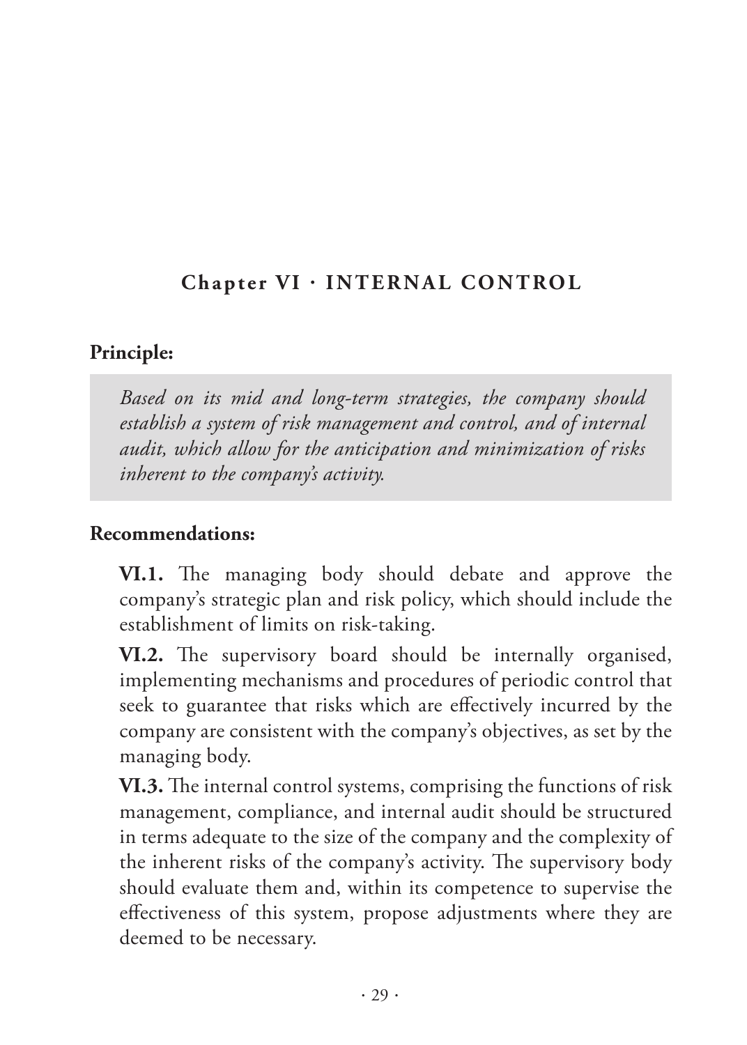## Chapter VI · INTERNAL CONTROL

**Principle:**

*Based on its mid and long-term strategies, the company should establish a system of risk management and control, and of internal audit, which allow for the anticipation and minimization of risks inherent to the company's activity.*

**Recommendations:**

**VI.1.** The managing body should debate and approve the company's strategic plan and risk policy, which should include the establishment of limits on risk-taking.

**VI.2.** The supervisory board should be internally organised, implementing mechanisms and procedures of periodic control that seek to guarantee that risks which are effectively incurred by the company are consistent with the company's objectives, as set by the managing body.

**VI.3.** The internal control systems, comprising the functions of risk management, compliance, and internal audit should be structured in terms adequate to the size of the company and the complexity of the inherent risks of the company's activity. The supervisory body should evaluate them and, within its competence to supervise the effectiveness of this system, propose adjustments where they are deemed to be necessary.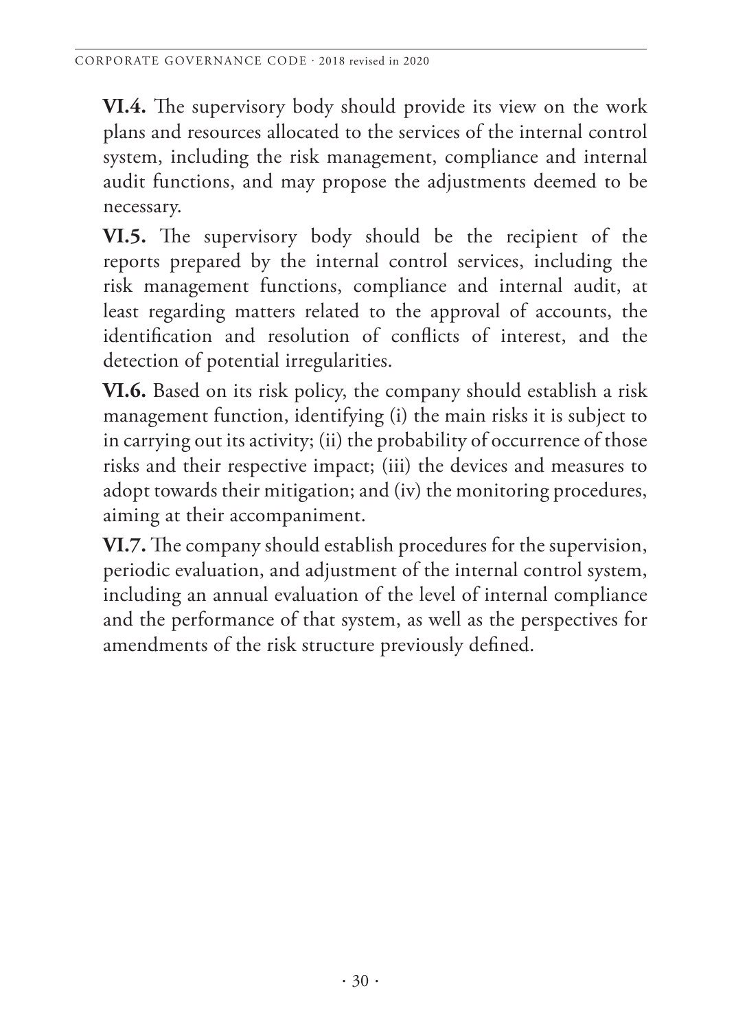**VI.4.** The supervisory body should provide its view on the work plans and resources allocated to the services of the internal control system, including the risk management, compliance and internal audit functions, and may propose the adjustments deemed to be necessary.

**VI.5.** The supervisory body should be the recipient of the reports prepared by the internal control services, including the risk management functions, compliance and internal audit, at least regarding matters related to the approval of accounts, the identification and resolution of conflicts of interest, and the detection of potential irregularities.

**VI.6.** Based on its risk policy, the company should establish a risk management function, identifying (i) the main risks it is subject to in carrying out its activity; (ii) the probability of occurrence of those risks and their respective impact; (iii) the devices and measures to adopt towards their mitigation; and (iv) the monitoring procedures, aiming at their accompaniment.

**VI.7.** The company should establish procedures for the supervision, periodic evaluation, and adjustment of the internal control system, including an annual evaluation of the level of internal compliance and the performance of that system, as well as the perspectives for amendments of the risk structure previously defined.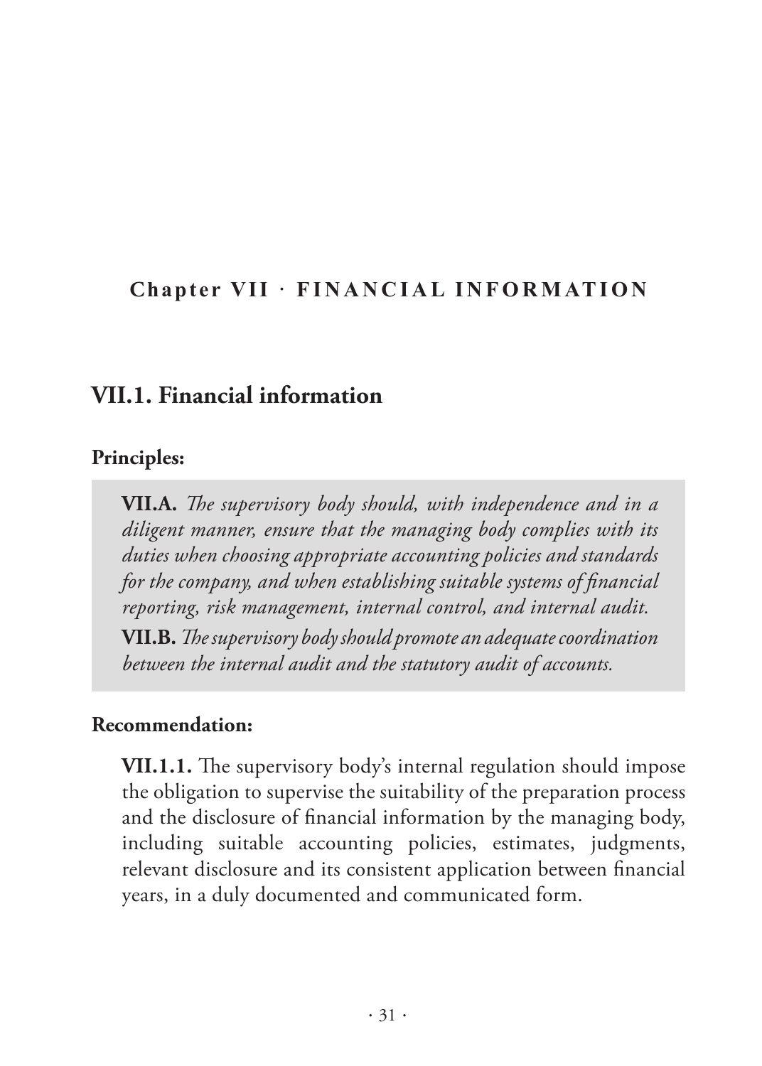# Chapter VII · FINANCIAL INFORMATION

## VII.1. Financial information

### Principles:

**VII.A.** *The supervisory body should, with independence and in a diligent manner, ensure that the managing body complies with its duties when choosing appropriate accounting policies and standards for the company, and when establishing suitable systems of financial reporting, risk management, internal control, and internal audit.*

**VII.B.** *The supervisory body should promote an adequate coordination between the internal audit and the statutory audit of accounts.*

### Recommendation:

**VII.1.1.** The supervisory body's internal regulation should impose the obligation to supervise the suitability of the preparation process and the disclosure of financial information by the managing body, including suitable accounting policies, estimates, judgments, relevant disclosure and its consistent application between financial years, in a duly documented and communicated form.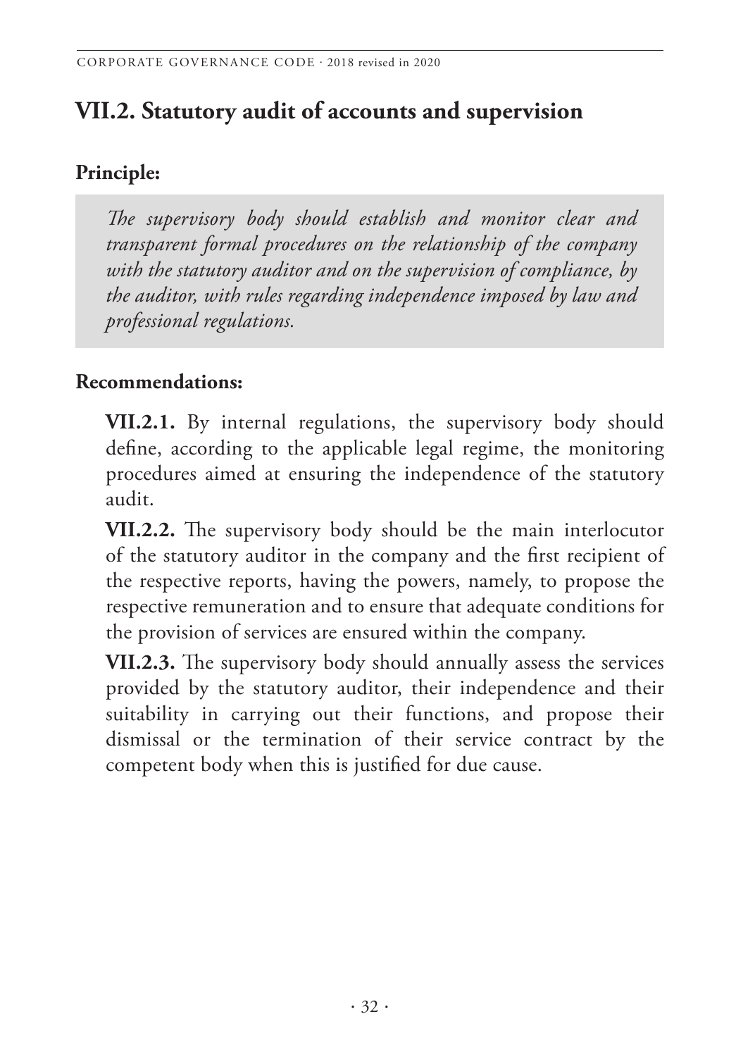## VII.2. Statutory audit of accounts and supervision

**Principle:**

*The supervisory body should establish and monitor clear and transparent formal procedures on the relationship of the company with the statutory auditor and on the supervision of compliance, by the auditor, with rules regarding independence imposed by law and professional regulations.*

**Recommendations:**

**VII.2.1.** By internal regulations, the supervisory body should define, according to the applicable legal regime, the monitoring procedures aimed at ensuring the independence of the statutory audit.

**VII.2.2.** The supervisory body should be the main interlocutor of the statutory auditor in the company and the first recipient of the respective reports, having the powers, namely, to propose the respective remuneration and to ensure that adequate conditions for the provision of services are ensured within the company.

**VII.2.3.** The supervisory body should annually assess the services provided by the statutory auditor, their independence and their suitability in carrying out their functions, and propose their dismissal or the termination of their service contract by the competent body when this is justified for due cause.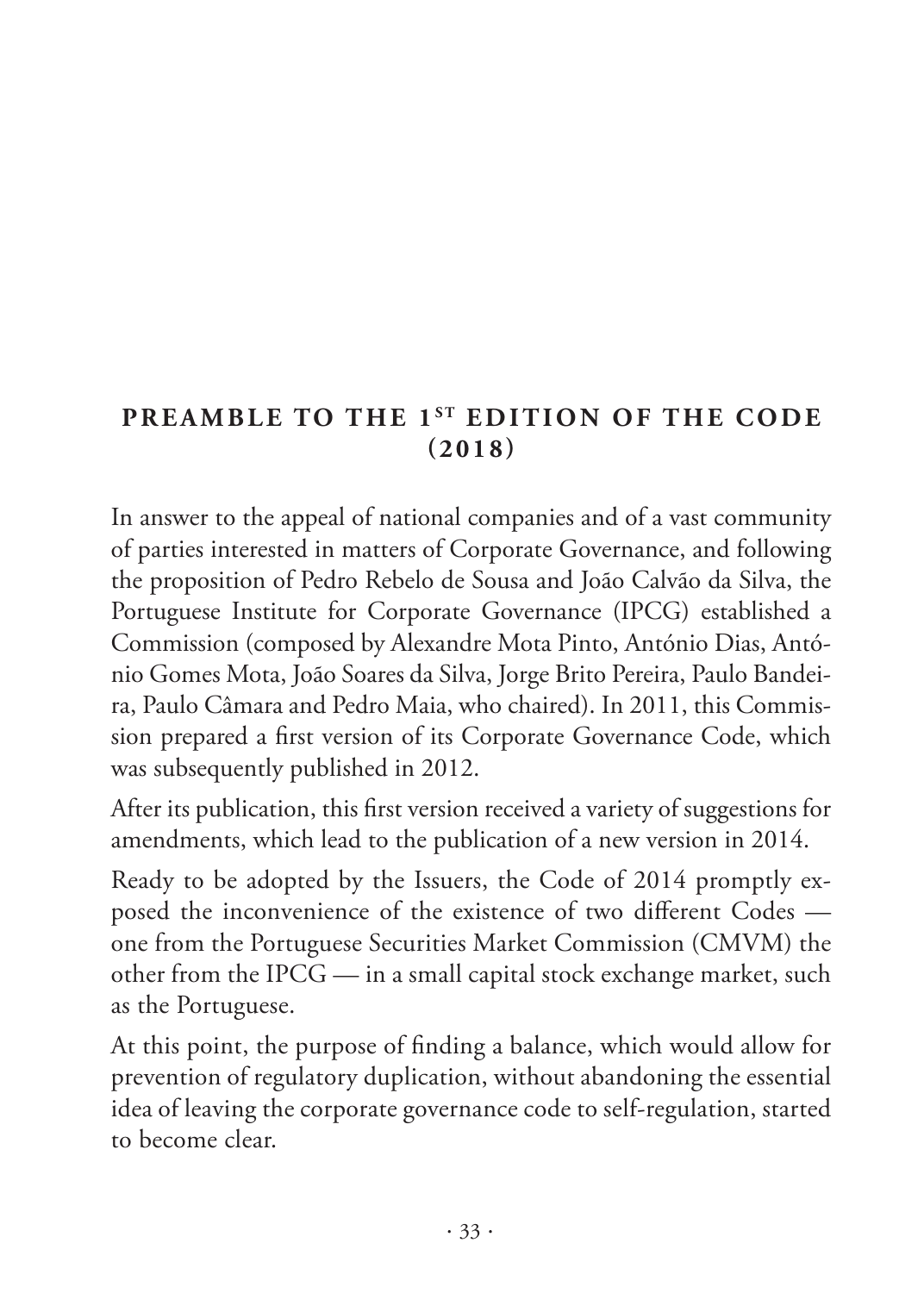## PREAMBLE TO THE 1[ST] EDITION OF THE CODE (2018)

In answer to the appeal of national companies and of a vast community of parties interested in matters of Corporate Governance, and following the proposition of Pedro Rebelo de Sousa and João Calvão da Silva, the Portuguese Institute for Corporate Governance (IPCG) established a Commission (composed by Alexandre Mota Pinto, António Dias, António Gomes Mota, João Soares da Silva, Jorge Brito Pereira, Paulo Bandeira, Paulo Câmara and Pedro Maia, who chaired). In 2011, this Commission prepared a first version of its Corporate Governance Code, which was subsequently published in 2012.

After its publication, this first version received a variety of suggestions for amendments, which lead to the publication of a new version in 2014.

Ready to be adopted by the Issuers, the Code of 2014 promptly exposed the inconvenience of the existence of two different Codes — one from the Portuguese Securities Market Commission (CMVM) the other from the IPCG — in a small capital stock exchange market, such as the Portuguese.

At this point, the purpose of finding a balance, which would allow for prevention of regulatory duplication, without abandoning the essential idea of leaving the corporate governance code to self-regulation, started to become clear.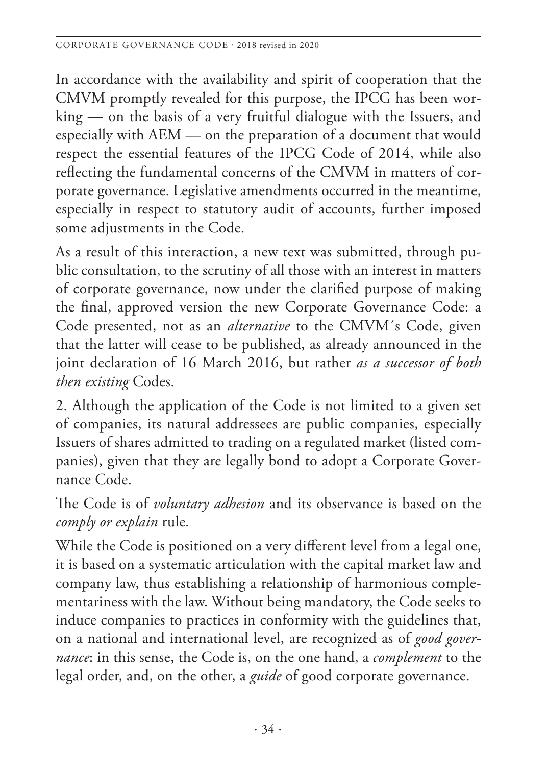In accordance with the availability and spirit of cooperation that the CMVM promptly revealed for this purpose, the IPCG has been working — on the basis of a very fruitful dialogue with the Issuers, and especially with AEM — on the preparation of a document that would respect the essential features of the IPCG Code of 2014, while also reflecting the fundamental concerns of the CMVM in matters of corporate governance. Legislative amendments occurred in the meantime, especially in respect to statutory audit of accounts, further imposed some adjustments in the Code.

As a result of this interaction, a new text was submitted, through public consultation, to the scrutiny of all those with an interest in matters of corporate governance, now under the clarified purpose of making the final, approved version the new Corporate Governance Code: a Code presented, not as an *alternative* to the CMVM´s Code, given that the latter will cease to be published, as already announced in the joint declaration of 16 March 2016, but rather *as a successor of both then existing* Codes.

2. Although the application of the Code is not limited to a given set of companies, its natural addressees are public companies, especially Issuers of shares admitted to trading on a regulated market (listed companies), given that they are legally bond to adopt a Corporate Governance Code.

The Code is of *voluntary adhesion* and its observance is based on the *comply or explain* rule.

While the Code is positioned on a very different level from a legal one, it is based on a systematic articulation with the capital market law and company law, thus establishing a relationship of harmonious complementariness with the law. Without being mandatory, the Code seeks to induce companies to practices in conformity with the guidelines that, on a national and international level, are recognized as of *good governance*: in this sense, the Code is, on the one hand, a *complement* to the legal order, and, on the other, a *guide* of good corporate governance.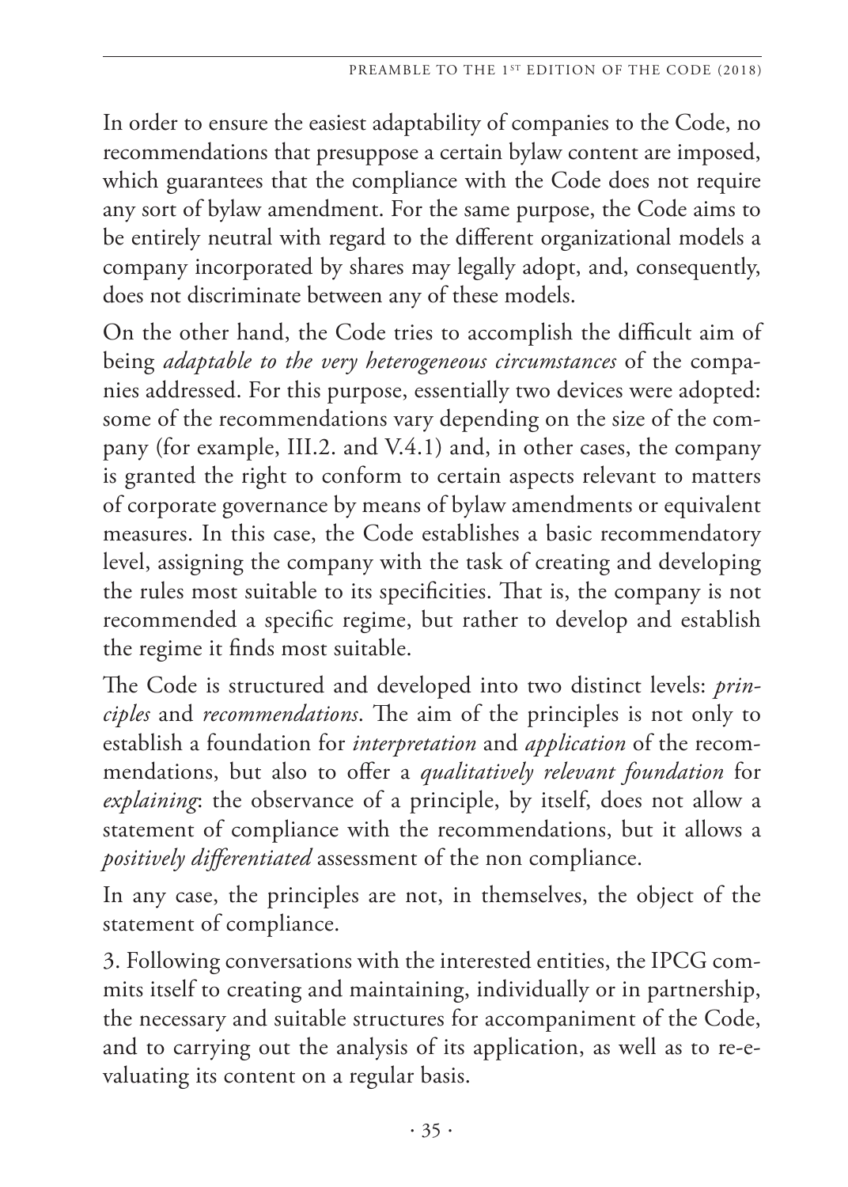In order to ensure the easiest adaptability of companies to the Code, no recommendations that presuppose a certain bylaw content are imposed, which guarantees that the compliance with the Code does not require any sort of bylaw amendment. For the same purpose, the Code aims to be entirely neutral with regard to the different organizational models a company incorporated by shares may legally adopt, and, consequently, does not discriminate between any of these models.

On the other hand, the Code tries to accomplish the difficult aim of being *adaptable to the very heterogeneous circumstances* of the companies addressed. For this purpose, essentially two devices were adopted: some of the recommendations vary depending on the size of the company (for example, III.2. and V.4.1) and, in other cases, the company is granted the right to conform to certain aspects relevant to matters of corporate governance by means of bylaw amendments or equivalent measures. In this case, the Code establishes a basic recommendatory level, assigning the company with the task of creating and developing the rules most suitable to its specificities. That is, the company is not recommended a specific regime, but rather to develop and establish the regime it finds most suitable.

The Code is structured and developed into two distinct levels: *principles* and *recommendations*. The aim of the principles is not only to establish a foundation for *interpretation* and *application* of the recommendations, but also to offer a *qualitatively relevant foundation* for *explaining*: the observance of a principle, by itself, does not allow a statement of compliance with the recommendations, but it allows a *positively differentiated* assessment of the non compliance.

In any case, the principles are not, in themselves, the object of the statement of compliance.

3. Following conversations with the interested entities, the IPCG commits itself to creating and maintaining, individually or in partnership, the necessary and suitable structures for accompaniment of the Code, and to carrying out the analysis of its application, as well as to re-evaluating its content on a regular basis.